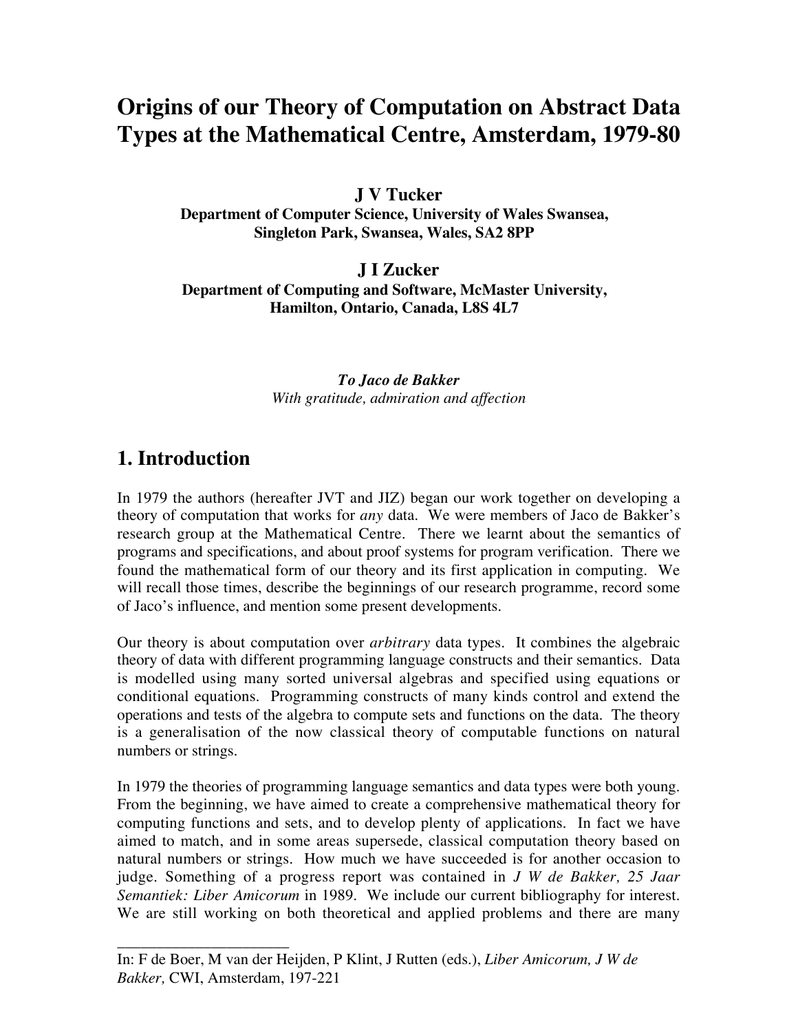# Origins of our Theory of Computation on Abstract Data Types at the Mathematical Centre, Amsterdam, 1979-80

**J V Tucker**
**Department of Computer Science, University of Wales Swansea, Singleton Park, Swansea, Wales, SA2 8PP**

**J I Zucker**
**Department of Computing and Software, McMaster University, Hamilton, Ontario, Canada, L8S 4L7**

***To Jaco de Bakker***
*With gratitude, admiration and affection*

## 1. Introduction

In 1979 the authors (hereafter JVT and JIZ) began our work together on developing a theory of computation that works for *any* data. We were members of Jaco de Bakker's research group at the Mathematical Centre. There we learnt about the semantics of programs and specifications, and about proof systems for program verification. There we found the mathematical form of our theory and its first application in computing. We will recall those times, describe the beginnings of our research programme, record some of Jaco's influence, and mention some present developments.

Our theory is about computation over *arbitrary* data types. It combines the algebraic theory of data with different programming language constructs and their semantics. Data is modelled using many sorted universal algebras and specified using equations or conditional equations. Programming constructs of many kinds control and extend the operations and tests of the algebra to compute sets and functions on the data. The theory is a generalisation of the now classical theory of computable functions on natural numbers or strings.

In 1979 the theories of programming language semantics and data types were both young. From the beginning, we have aimed to create a comprehensive mathematical theory for computing functions and sets, and to develop plenty of applications. In fact we have aimed to match, and in some areas supersede, classical computation theory based on natural numbers or strings. How much we have succeeded is for another occasion to judge. Something of a progress report was contained in *J W de Bakker, 25 Jaar Semantiek: Liber Amicorum* in 1989. We include our current bibliography for interest. We are still working on both theoretical and applied problems and there are many

---

In: F de Boer, M van der Heijden, P Klint, J Rutten (eds.), *Liber Amicorum, J W de Bakker,* CWI, Amsterdam, 197-221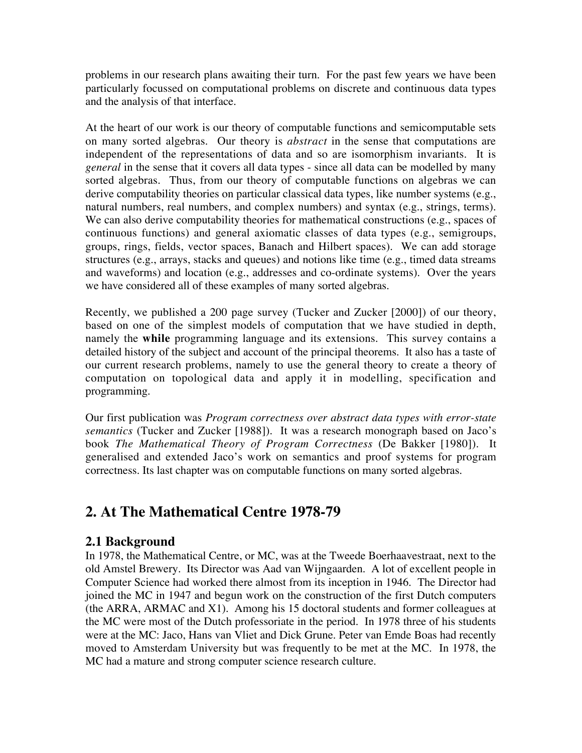problems in our research plans awaiting their turn. For the past few years we have been particularly focussed on computational problems on discrete and continuous data types and the analysis of that interface.

At the heart of our work is our theory of computable functions and semicomputable sets on many sorted algebras. Our theory is *abstract* in the sense that computations are independent of the representations of data and so are isomorphism invariants. It is *general* in the sense that it covers all data types - since all data can be modelled by many sorted algebras. Thus, from our theory of computable functions on algebras we can derive computability theories on particular classical data types, like number systems (e.g., natural numbers, real numbers, and complex numbers) and syntax (e.g., strings, terms). We can also derive computability theories for mathematical constructions (e.g., spaces of continuous functions) and general axiomatic classes of data types (e.g., semigroups, groups, rings, fields, vector spaces, Banach and Hilbert spaces). We can add storage structures (e.g., arrays, stacks and queues) and notions like time (e.g., timed data streams and waveforms) and location (e.g., addresses and co-ordinate systems). Over the years we have considered all of these examples of many sorted algebras.

Recently, we published a 200 page survey (Tucker and Zucker [2000]) of our theory, based on one of the simplest models of computation that we have studied in depth, namely the **while** programming language and its extensions. This survey contains a detailed history of the subject and account of the principal theorems. It also has a taste of our current research problems, namely to use the general theory to create a theory of computation on topological data and apply it in modelling, specification and programming.

Our first publication was *Program correctness over abstract data types with error-state semantics* (Tucker and Zucker [1988]). It was a research monograph based on Jaco's book *The Mathematical Theory of Program Correctness* (De Bakker [1980]). It generalised and extended Jaco's work on semantics and proof systems for program correctness. Its last chapter was on computable functions on many sorted algebras.

## 2. At The Mathematical Centre 1978-79

### 2.1 Background

In 1978, the Mathematical Centre, or MC, was at the Tweede Boerhaavestraat, next to the old Amstel Brewery. Its Director was Aad van Wijngaarden. A lot of excellent people in Computer Science had worked there almost from its inception in 1946. The Director had joined the MC in 1947 and begun work on the construction of the first Dutch computers (the ARRA, ARMAC and X1). Among his 15 doctoral students and former colleagues at the MC were most of the Dutch professoriate in the period. In 1978 three of his students were at the MC: Jaco, Hans van Vliet and Dick Grune. Peter van Emde Boas had recently moved to Amsterdam University but was frequently to be met at the MC. In 1978, the MC had a mature and strong computer science research culture.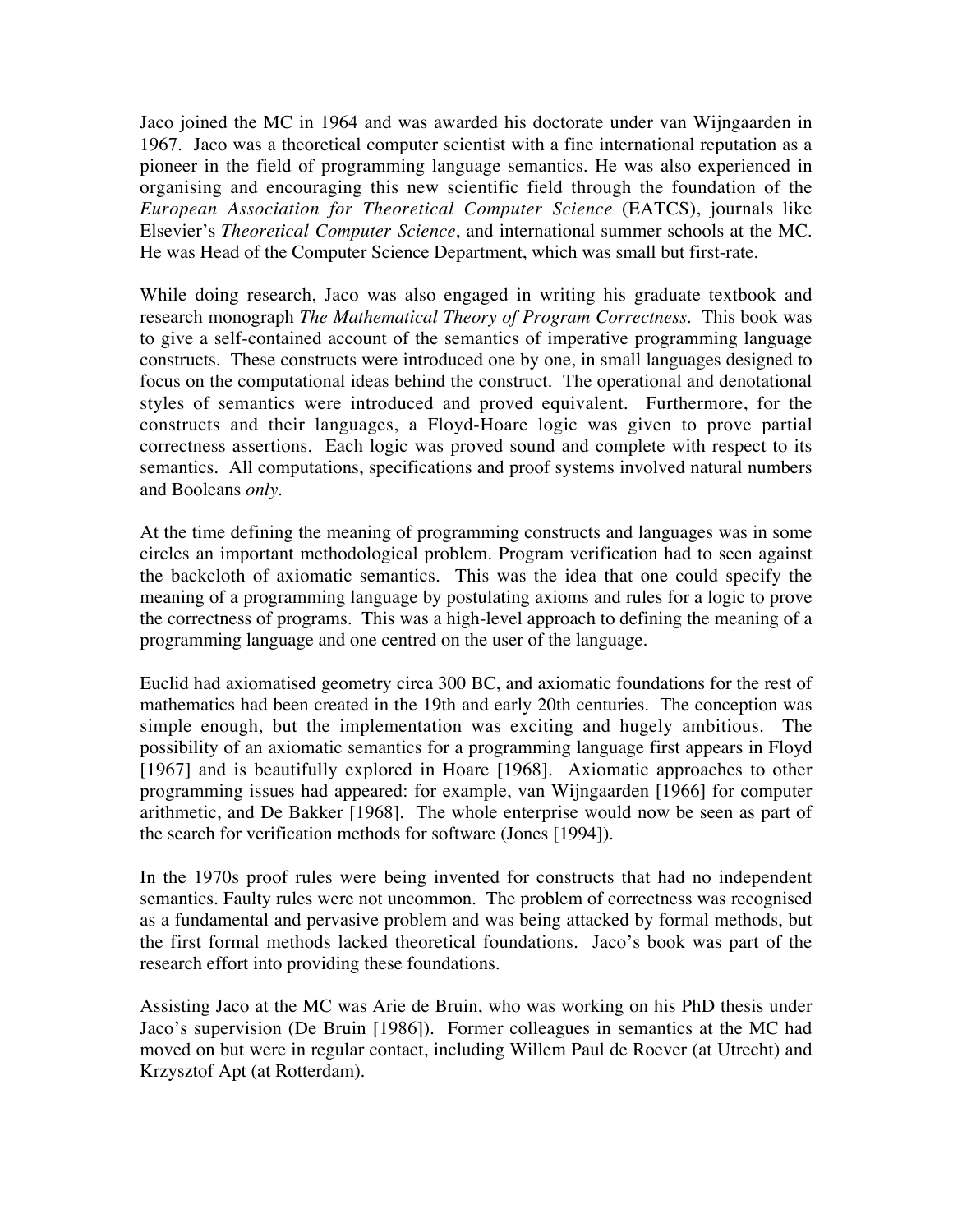Jaco joined the MC in 1964 and was awarded his doctorate under van Wijngaarden in 1967. Jaco was a theoretical computer scientist with a fine international reputation as a pioneer in the field of programming language semantics. He was also experienced in organising and encouraging this new scientific field through the foundation of the *European Association for Theoretical Computer Science* (EATCS), journals like Elsevier's *Theoretical Computer Science*, and international summer schools at the MC. He was Head of the Computer Science Department, which was small but first-rate.

While doing research, Jaco was also engaged in writing his graduate textbook and research monograph *The Mathematical Theory of Program Correctness.* This book was to give a self-contained account of the semantics of imperative programming language constructs. These constructs were introduced one by one, in small languages designed to focus on the computational ideas behind the construct. The operational and denotational styles of semantics were introduced and proved equivalent. Furthermore, for the constructs and their languages, a Floyd-Hoare logic was given to prove partial correctness assertions. Each logic was proved sound and complete with respect to its semantics. All computations, specifications and proof systems involved natural numbers and Booleans *only*.

At the time defining the meaning of programming constructs and languages was in some circles an important methodological problem. Program verification had to seen against the backcloth of axiomatic semantics. This was the idea that one could specify the meaning of a programming language by postulating axioms and rules for a logic to prove the correctness of programs. This was a high-level approach to defining the meaning of a programming language and one centred on the user of the language.

Euclid had axiomatised geometry circa 300 BC, and axiomatic foundations for the rest of mathematics had been created in the 19th and early 20th centuries. The conception was simple enough, but the implementation was exciting and hugely ambitious. The possibility of an axiomatic semantics for a programming language first appears in Floyd [1967] and is beautifully explored in Hoare [1968]. Axiomatic approaches to other programming issues had appeared: for example, van Wijngaarden [1966] for computer arithmetic, and De Bakker [1968]. The whole enterprise would now be seen as part of the search for verification methods for software (Jones [1994]).

In the 1970s proof rules were being invented for constructs that had no independent semantics. Faulty rules were not uncommon. The problem of correctness was recognised as a fundamental and pervasive problem and was being attacked by formal methods, but the first formal methods lacked theoretical foundations. Jaco's book was part of the research effort into providing these foundations.

Assisting Jaco at the MC was Arie de Bruin, who was working on his PhD thesis under Jaco's supervision (De Bruin [1986]). Former colleagues in semantics at the MC had moved on but were in regular contact, including Willem Paul de Roever (at Utrecht) and Krzysztof Apt (at Rotterdam).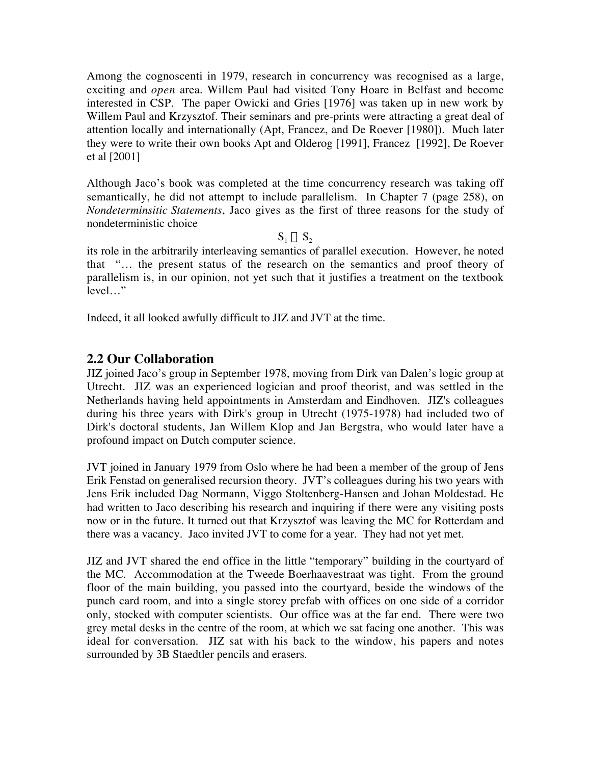Among the cognoscenti in 1979, research in concurrency was recognised as a large, exciting and *open* area. Willem Paul had visited Tony Hoare in Belfast and become interested in CSP. The paper Owicki and Gries [1976] was taken up in new work by Willem Paul and Krzysztof. Their seminars and pre-prints were attracting a great deal of attention locally and internationally (Apt, Francez, and De Roever [1980]). Much later they were to write their own books Apt and Olderog [1991], Francez [1992], De Roever et al [2001]

Although Jaco's book was completed at the time concurrency research was taking off semantically, he did not attempt to include parallelism. In Chapter 7 (page 258), on *Nondeterminsitic Statements*, Jaco gives as the first of three reasons for the study of nondeterministic choice

$$S_1 \cup S_2$$

its role in the arbitrarily interleaving semantics of parallel execution. However, he noted that "… the present status of the research on the semantics and proof theory of parallelism is, in our opinion, not yet such that it justifies a treatment on the textbook level…"

Indeed, it all looked awfully difficult to JIZ and JVT at the time.

## 2.2 Our Collaboration

JIZ joined Jaco's group in September 1978, moving from Dirk van Dalen's logic group at Utrecht. JIZ was an experienced logician and proof theorist, and was settled in the Netherlands having held appointments in Amsterdam and Eindhoven. JIZ's colleagues during his three years with Dirk's group in Utrecht (1975-1978) had included two of Dirk's doctoral students, Jan Willem Klop and Jan Bergstra, who would later have a profound impact on Dutch computer science.

JVT joined in January 1979 from Oslo where he had been a member of the group of Jens Erik Fenstad on generalised recursion theory. JVT's colleagues during his two years with Jens Erik included Dag Normann, Viggo Stoltenberg-Hansen and Johan Moldestad. He had written to Jaco describing his research and inquiring if there were any visiting posts now or in the future. It turned out that Krzysztof was leaving the MC for Rotterdam and there was a vacancy. Jaco invited JVT to come for a year. They had not yet met.

JIZ and JVT shared the end office in the little "temporary" building in the courtyard of the MC. Accommodation at the Tweede Boerhaavestraat was tight. From the ground floor of the main building, you passed into the courtyard, beside the windows of the punch card room, and into a single storey prefab with offices on one side of a corridor only, stocked with computer scientists. Our office was at the far end. There were two grey metal desks in the centre of the room, at which we sat facing one another. This was ideal for conversation. JIZ sat with his back to the window, his papers and notes surrounded by 3B Staedtler pencils and erasers.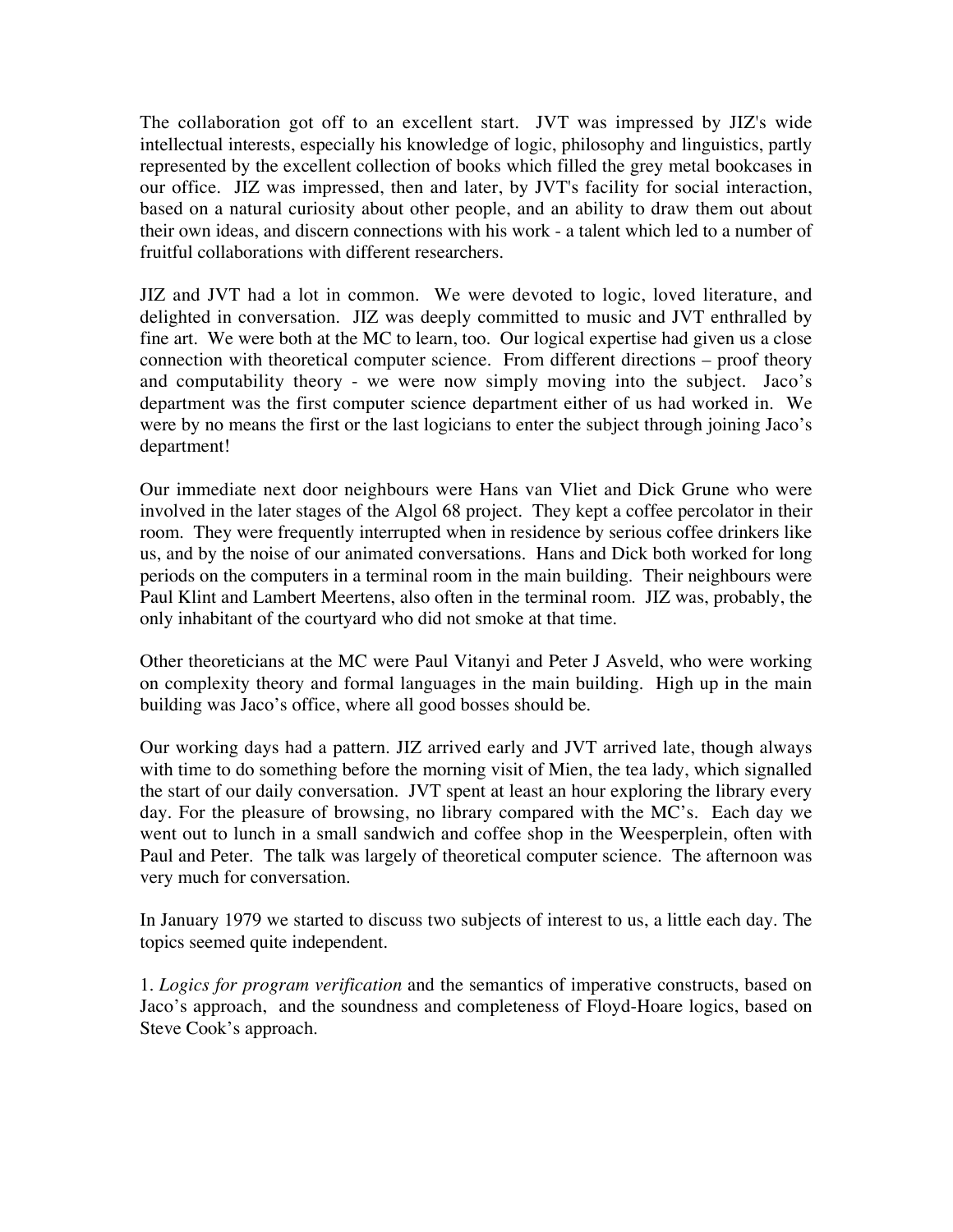The collaboration got off to an excellent start. JVT was impressed by JIZ's wide intellectual interests, especially his knowledge of logic, philosophy and linguistics, partly represented by the excellent collection of books which filled the grey metal bookcases in our office. JIZ was impressed, then and later, by JVT's facility for social interaction, based on a natural curiosity about other people, and an ability to draw them out about their own ideas, and discern connections with his work - a talent which led to a number of fruitful collaborations with different researchers.

JIZ and JVT had a lot in common. We were devoted to logic, loved literature, and delighted in conversation. JIZ was deeply committed to music and JVT enthralled by fine art. We were both at the MC to learn, too. Our logical expertise had given us a close connection with theoretical computer science. From different directions – proof theory and computability theory - we were now simply moving into the subject. Jaco's department was the first computer science department either of us had worked in. We were by no means the first or the last logicians to enter the subject through joining Jaco's department!

Our immediate next door neighbours were Hans van Vliet and Dick Grune who were involved in the later stages of the Algol 68 project. They kept a coffee percolator in their room. They were frequently interrupted when in residence by serious coffee drinkers like us, and by the noise of our animated conversations. Hans and Dick both worked for long periods on the computers in a terminal room in the main building. Their neighbours were Paul Klint and Lambert Meertens, also often in the terminal room. JIZ was, probably, the only inhabitant of the courtyard who did not smoke at that time.

Other theoreticians at the MC were Paul Vitanyi and Peter J Asveld, who were working on complexity theory and formal languages in the main building. High up in the main building was Jaco's office, where all good bosses should be.

Our working days had a pattern. JIZ arrived early and JVT arrived late, though always with time to do something before the morning visit of Mien, the tea lady, which signalled the start of our daily conversation. JVT spent at least an hour exploring the library every day. For the pleasure of browsing, no library compared with the MC's. Each day we went out to lunch in a small sandwich and coffee shop in the Weesperplein, often with Paul and Peter. The talk was largely of theoretical computer science. The afternoon was very much for conversation.

In January 1979 we started to discuss two subjects of interest to us, a little each day. The topics seemed quite independent.

1. *Logics for program verification* and the semantics of imperative constructs, based on Jaco's approach, and the soundness and completeness of Floyd-Hoare logics, based on Steve Cook's approach.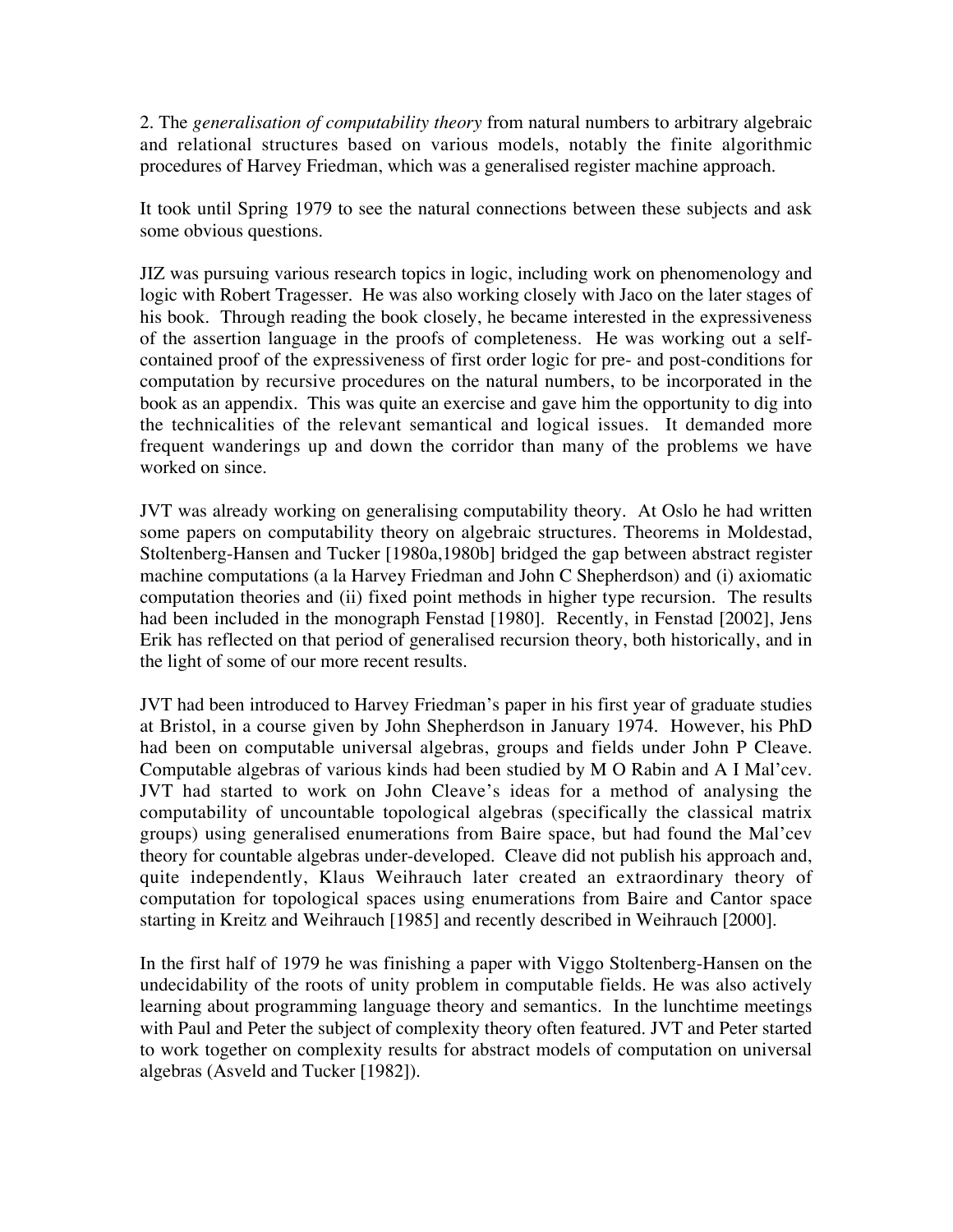2. The *generalisation of computability theory* from natural numbers to arbitrary algebraic and relational structures based on various models, notably the finite algorithmic procedures of Harvey Friedman, which was a generalised register machine approach.

It took until Spring 1979 to see the natural connections between these subjects and ask some obvious questions.

JIZ was pursuing various research topics in logic, including work on phenomenology and logic with Robert Tragesser. He was also working closely with Jaco on the later stages of his book. Through reading the book closely, he became interested in the expressiveness of the assertion language in the proofs of completeness. He was working out a self-contained proof of the expressiveness of first order logic for pre- and post-conditions for computation by recursive procedures on the natural numbers, to be incorporated in the book as an appendix. This was quite an exercise and gave him the opportunity to dig into the technicalities of the relevant semantical and logical issues. It demanded more frequent wanderings up and down the corridor than many of the problems we have worked on since.

JVT was already working on generalising computability theory. At Oslo he had written some papers on computability theory on algebraic structures. Theorems in Moldestad, Stoltenberg-Hansen and Tucker [1980a,1980b] bridged the gap between abstract register machine computations (a la Harvey Friedman and John C Shepherdson) and (i) axiomatic computation theories and (ii) fixed point methods in higher type recursion. The results had been included in the monograph Fenstad [1980]. Recently, in Fenstad [2002], Jens Erik has reflected on that period of generalised recursion theory, both historically, and in the light of some of our more recent results.

JVT had been introduced to Harvey Friedman's paper in his first year of graduate studies at Bristol, in a course given by John Shepherdson in January 1974. However, his PhD had been on computable universal algebras, groups and fields under John P Cleave. Computable algebras of various kinds had been studied by M O Rabin and A I Mal'cev. JVT had started to work on John Cleave's ideas for a method of analysing the computability of uncountable topological algebras (specifically the classical matrix groups) using generalised enumerations from Baire space, but had found the Mal'cev theory for countable algebras under-developed. Cleave did not publish his approach and, quite independently, Klaus Weihrauch later created an extraordinary theory of computation for topological spaces using enumerations from Baire and Cantor space starting in Kreitz and Weihrauch [1985] and recently described in Weihrauch [2000].

In the first half of 1979 he was finishing a paper with Viggo Stoltenberg-Hansen on the undecidability of the roots of unity problem in computable fields. He was also actively learning about programming language theory and semantics. In the lunchtime meetings with Paul and Peter the subject of complexity theory often featured. JVT and Peter started to work together on complexity results for abstract models of computation on universal algebras (Asveld and Tucker [1982]).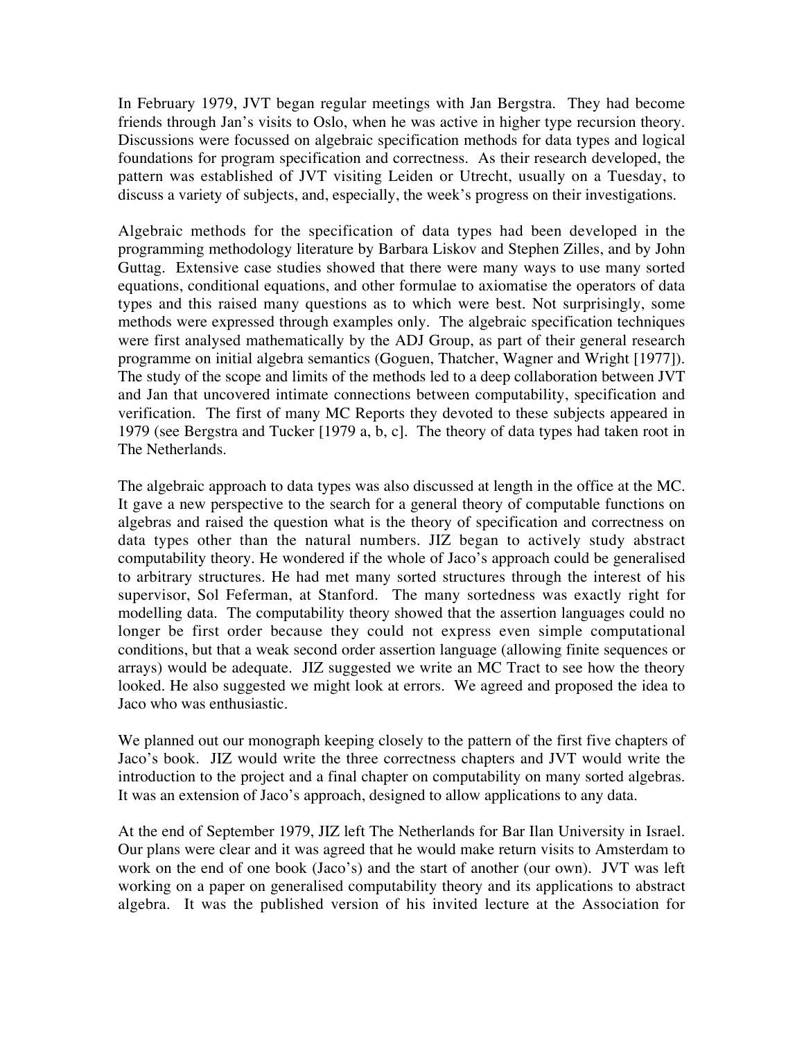In February 1979, JVT began regular meetings with Jan Bergstra. They had become friends through Jan's visits to Oslo, when he was active in higher type recursion theory. Discussions were focussed on algebraic specification methods for data types and logical foundations for program specification and correctness. As their research developed, the pattern was established of JVT visiting Leiden or Utrecht, usually on a Tuesday, to discuss a variety of subjects, and, especially, the week's progress on their investigations.

Algebraic methods for the specification of data types had been developed in the programming methodology literature by Barbara Liskov and Stephen Zilles, and by John Guttag. Extensive case studies showed that there were many ways to use many sorted equations, conditional equations, and other formulae to axiomatise the operators of data types and this raised many questions as to which were best. Not surprisingly, some methods were expressed through examples only. The algebraic specification techniques were first analysed mathematically by the ADJ Group, as part of their general research programme on initial algebra semantics (Goguen, Thatcher, Wagner and Wright [1977]). The study of the scope and limits of the methods led to a deep collaboration between JVT and Jan that uncovered intimate connections between computability, specification and verification. The first of many MC Reports they devoted to these subjects appeared in 1979 (see Bergstra and Tucker [1979 a, b, c]. The theory of data types had taken root in The Netherlands.

The algebraic approach to data types was also discussed at length in the office at the MC. It gave a new perspective to the search for a general theory of computable functions on algebras and raised the question what is the theory of specification and correctness on data types other than the natural numbers. JIZ began to actively study abstract computability theory. He wondered if the whole of Jaco's approach could be generalised to arbitrary structures. He had met many sorted structures through the interest of his supervisor, Sol Feferman, at Stanford. The many sortedness was exactly right for modelling data. The computability theory showed that the assertion languages could no longer be first order because they could not express even simple computational conditions, but that a weak second order assertion language (allowing finite sequences or arrays) would be adequate. JIZ suggested we write an MC Tract to see how the theory looked. He also suggested we might look at errors. We agreed and proposed the idea to Jaco who was enthusiastic.

We planned out our monograph keeping closely to the pattern of the first five chapters of Jaco's book. JIZ would write the three correctness chapters and JVT would write the introduction to the project and a final chapter on computability on many sorted algebras. It was an extension of Jaco's approach, designed to allow applications to any data.

At the end of September 1979, JIZ left The Netherlands for Bar Ilan University in Israel. Our plans were clear and it was agreed that he would make return visits to Amsterdam to work on the end of one book (Jaco's) and the start of another (our own). JVT was left working on a paper on generalised computability theory and its applications to abstract algebra. It was the published version of his invited lecture at the Association for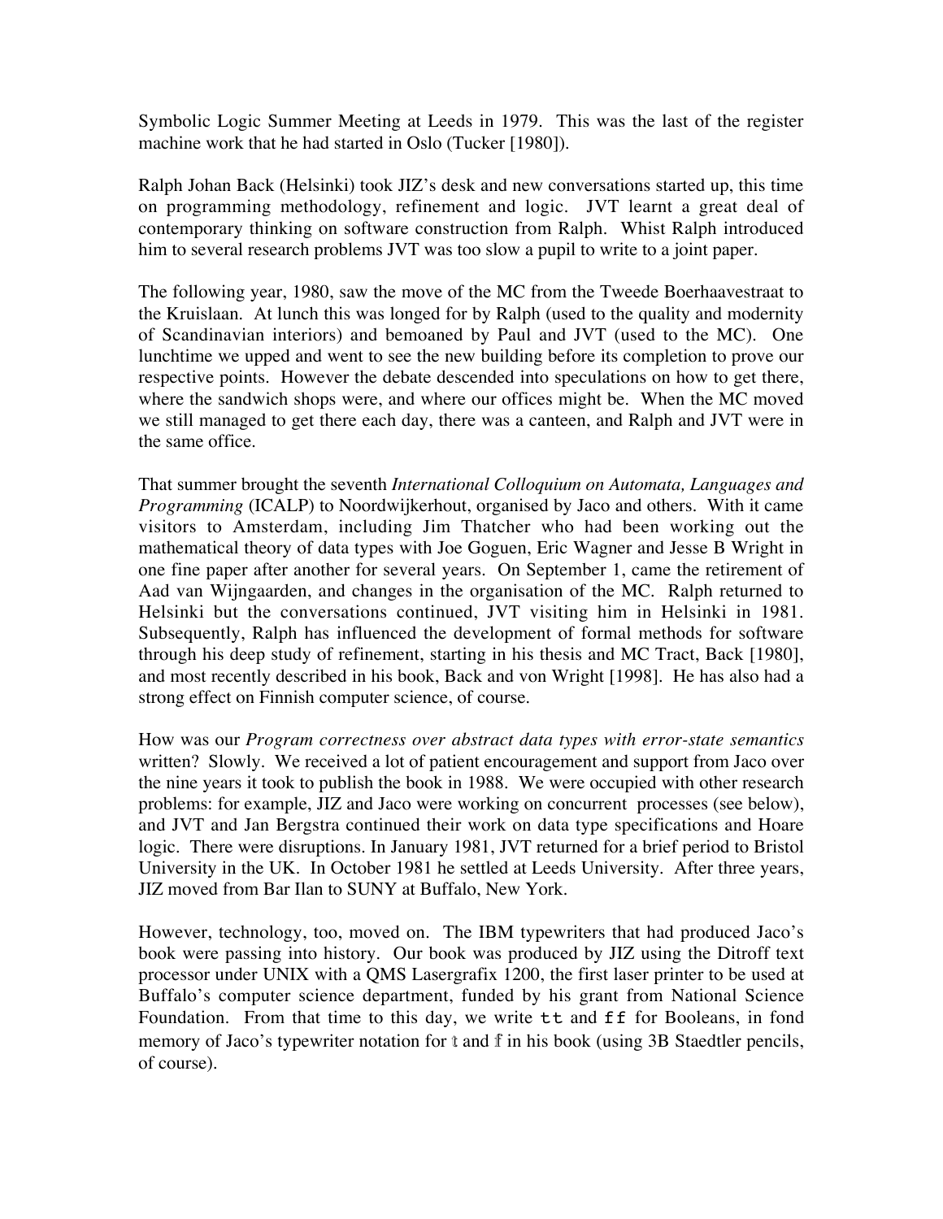Symbolic Logic Summer Meeting at Leeds in 1979. This was the last of the register machine work that he had started in Oslo (Tucker [1980]).

Ralph Johan Back (Helsinki) took JIZ's desk and new conversations started up, this time on programming methodology, refinement and logic. JVT learnt a great deal of contemporary thinking on software construction from Ralph. Whist Ralph introduced him to several research problems JVT was too slow a pupil to write to a joint paper.

The following year, 1980, saw the move of the MC from the Tweede Boerhaavestraat to the Kruislaan. At lunch this was longed for by Ralph (used to the quality and modernity of Scandinavian interiors) and bemoaned by Paul and JVT (used to the MC). One lunchtime we upped and went to see the new building before its completion to prove our respective points. However the debate descended into speculations on how to get there, where the sandwich shops were, and where our offices might be. When the MC moved we still managed to get there each day, there was a canteen, and Ralph and JVT were in the same office.

That summer brought the seventh *International Colloquium on Automata, Languages and Programming* (ICALP) to Noordwijkerhout, organised by Jaco and others. With it came visitors to Amsterdam, including Jim Thatcher who had been working out the mathematical theory of data types with Joe Goguen, Eric Wagner and Jesse B Wright in one fine paper after another for several years. On September 1, came the retirement of Aad van Wijngaarden, and changes in the organisation of the MC. Ralph returned to Helsinki but the conversations continued, JVT visiting him in Helsinki in 1981. Subsequently, Ralph has influenced the development of formal methods for software through his deep study of refinement, starting in his thesis and MC Tract, Back [1980], and most recently described in his book, Back and von Wright [1998]. He has also had a strong effect on Finnish computer science, of course.

How was our *Program correctness over abstract data types with error-state semantics* written? Slowly. We received a lot of patient encouragement and support from Jaco over the nine years it took to publish the book in 1988. We were occupied with other research problems: for example, JIZ and Jaco were working on concurrent processes (see below), and JVT and Jan Bergstra continued their work on data type specifications and Hoare logic. There were disruptions. In January 1981, JVT returned for a brief period to Bristol University in the UK. In October 1981 he settled at Leeds University. After three years, JIZ moved from Bar Ilan to SUNY at Buffalo, New York.

However, technology, too, moved on. The IBM typewriters that had produced Jaco's book were passing into history. Our book was produced by JIZ using the Ditroff text processor under UNIX with a QMS Lasergrafix 1200, the first laser printer to be used at Buffalo's computer science department, funded by his grant from National Science Foundation. From that time to this day, we write `tt` and `ff` for Booleans, in fond memory of Jaco's typewriter notation for $\mathbb{t}$ and $\mathbb{f}$ in his book (using 3B Staedtler pencils, of course).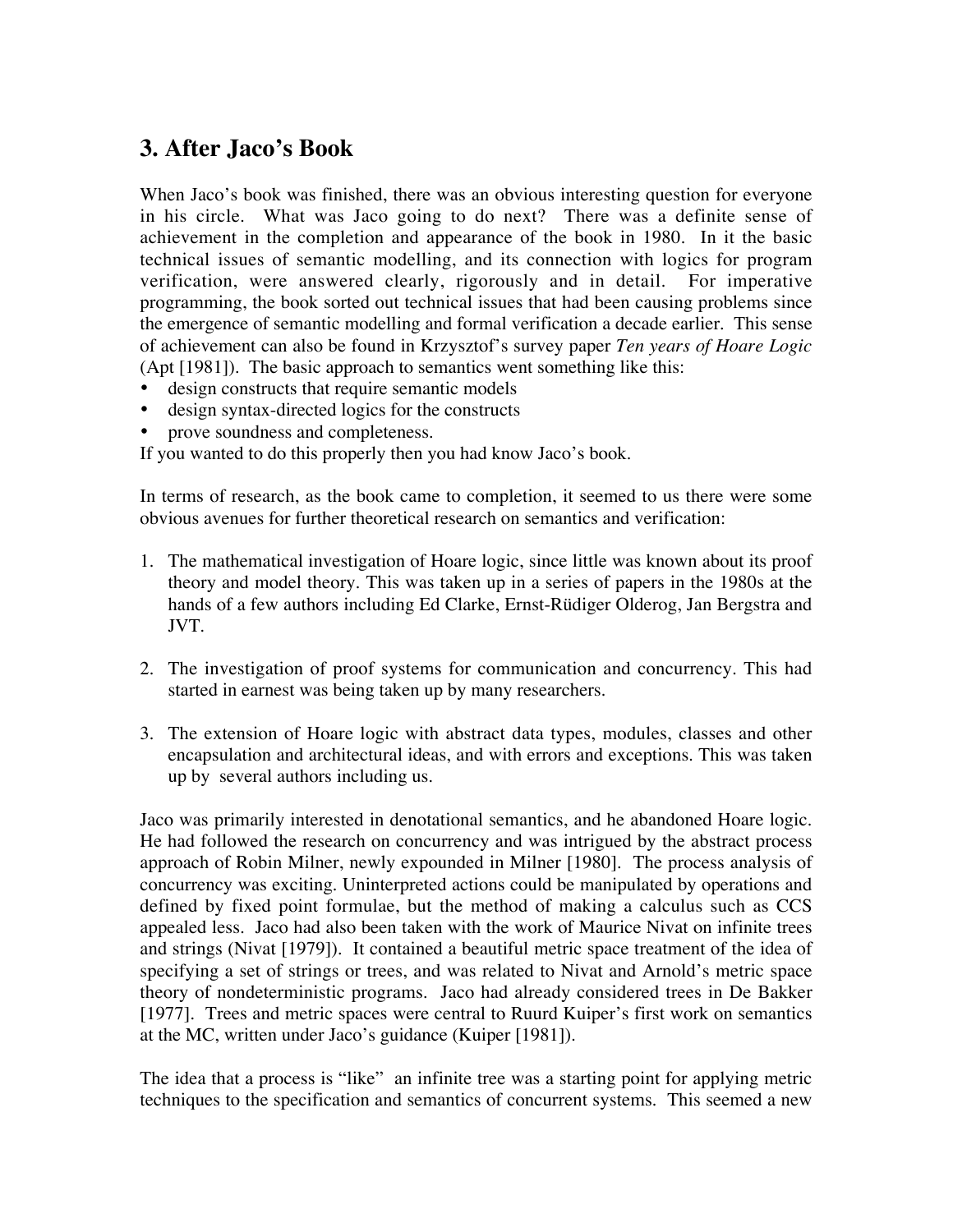## 3. After Jaco's Book

When Jaco's book was finished, there was an obvious interesting question for everyone in his circle. What was Jaco going to do next? There was a definite sense of achievement in the completion and appearance of the book in 1980. In it the basic technical issues of semantic modelling, and its connection with logics for program verification, were answered clearly, rigorously and in detail. For imperative programming, the book sorted out technical issues that had been causing problems since the emergence of semantic modelling and formal verification a decade earlier. This sense of achievement can also be found in Krzysztof's survey paper *Ten years of Hoare Logic* (Apt [1981]). The basic approach to semantics went something like this:

- design constructs that require semantic models
- design syntax-directed logics for the constructs
- prove soundness and completeness.

If you wanted to do this properly then you had know Jaco's book.

In terms of research, as the book came to completion, it seemed to us there were some obvious avenues for further theoretical research on semantics and verification:

1. The mathematical investigation of Hoare logic, since little was known about its proof theory and model theory. This was taken up in a series of papers in the 1980s at the hands of a few authors including Ed Clarke, Ernst-Rüdiger Olderog, Jan Bergstra and JVT.

2. The investigation of proof systems for communication and concurrency. This had started in earnest was being taken up by many researchers.

3. The extension of Hoare logic with abstract data types, modules, classes and other encapsulation and architectural ideas, and with errors and exceptions. This was taken up by several authors including us.

Jaco was primarily interested in denotational semantics, and he abandoned Hoare logic. He had followed the research on concurrency and was intrigued by the abstract process approach of Robin Milner, newly expounded in Milner [1980]. The process analysis of concurrency was exciting. Uninterpreted actions could be manipulated by operations and defined by fixed point formulae, but the method of making a calculus such as CCS appealed less. Jaco had also been taken with the work of Maurice Nivat on infinite trees and strings (Nivat [1979]). It contained a beautiful metric space treatment of the idea of specifying a set of strings or trees, and was related to Nivat and Arnold's metric space theory of nondeterministic programs. Jaco had already considered trees in De Bakker [1977]. Trees and metric spaces were central to Ruurd Kuiper's first work on semantics at the MC, written under Jaco's guidance (Kuiper [1981]).

The idea that a process is "like" an infinite tree was a starting point for applying metric techniques to the specification and semantics of concurrent systems. This seemed a new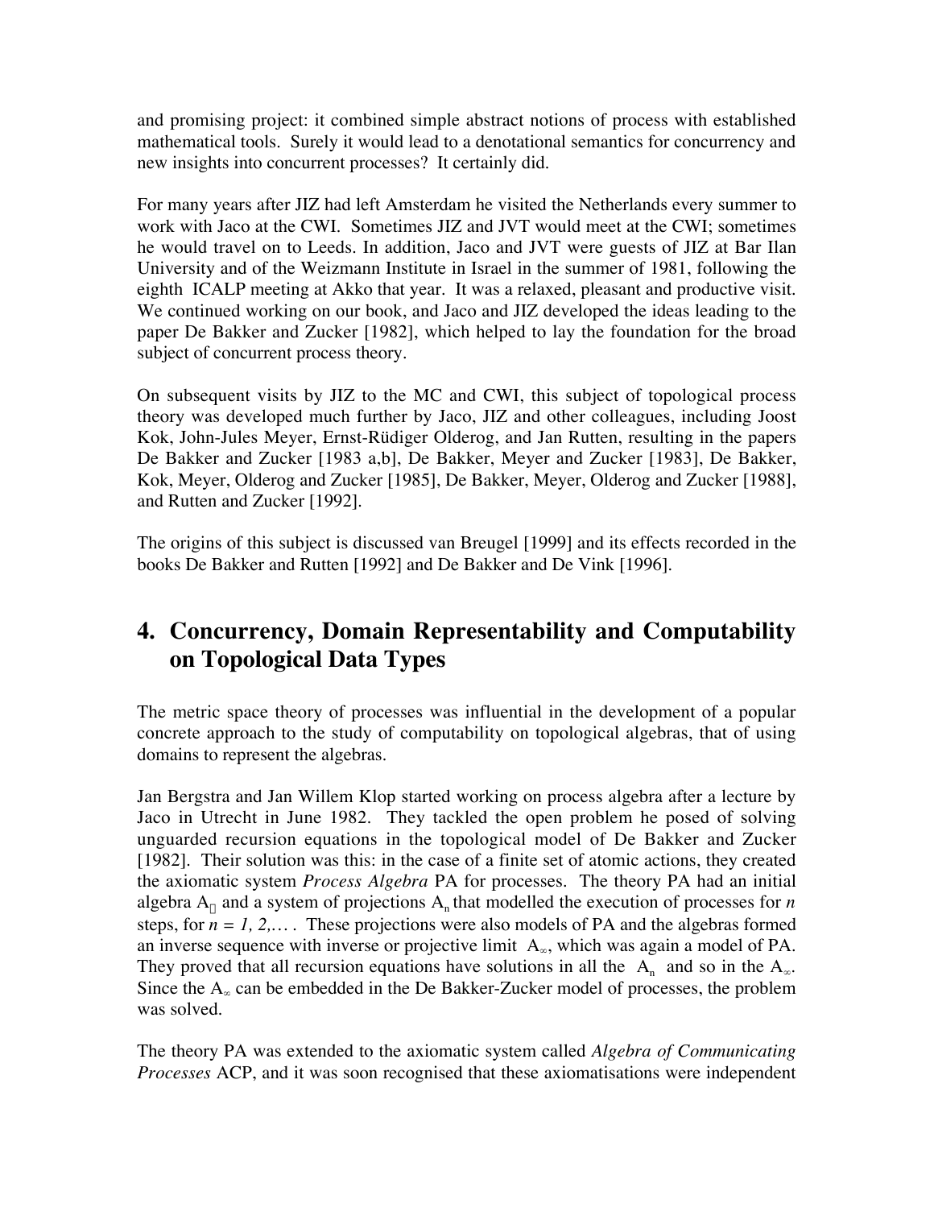and promising project: it combined simple abstract notions of process with established mathematical tools. Surely it would lead to a denotational semantics for concurrency and new insights into concurrent processes? It certainly did.

For many years after JIZ had left Amsterdam he visited the Netherlands every summer to work with Jaco at the CWI. Sometimes JIZ and JVT would meet at the CWI; sometimes he would travel on to Leeds. In addition, Jaco and JVT were guests of JIZ at Bar Ilan University and of the Weizmann Institute in Israel in the summer of 1981, following the eighth ICALP meeting at Akko that year. It was a relaxed, pleasant and productive visit. We continued working on our book, and Jaco and JIZ developed the ideas leading to the paper De Bakker and Zucker [1982], which helped to lay the foundation for the broad subject of concurrent process theory.

On subsequent visits by JIZ to the MC and CWI, this subject of topological process theory was developed much further by Jaco, JIZ and other colleagues, including Joost Kok, John-Jules Meyer, Ernst-Rüdiger Olderog, and Jan Rutten, resulting in the papers De Bakker and Zucker [1983 a,b], De Bakker, Meyer and Zucker [1983], De Bakker, Kok, Meyer, Olderog and Zucker [1985], De Bakker, Meyer, Olderog and Zucker [1988], and Rutten and Zucker [1992].

The origins of this subject is discussed van Breugel [1999] and its effects recorded in the books De Bakker and Rutten [1992] and De Bakker and De Vink [1996].

# 4. Concurrency, Domain Representability and Computability on Topological Data Types

The metric space theory of processes was influential in the development of a popular concrete approach to the study of computability on topological algebras, that of using domains to represent the algebras.

Jan Bergstra and Jan Willem Klop started working on process algebra after a lecture by Jaco in Utrecht in June 1982. They tackled the open problem he posed of solving unguarded recursion equations in the topological model of De Bakker and Zucker [1982]. Their solution was this: in the case of a finite set of atomic actions, they created the axiomatic system *Process Algebra* PA for processes. The theory PA had an initial algebra $A_{\omega}$ and a system of projections $A_n$ that modelled the execution of processes for *n* steps, for $n = 1, 2, \ldots$ . These projections were also models of PA and the algebras formed an inverse sequence with inverse or projective limit $A_{\infty}$, which was again a model of PA. They proved that all recursion equations have solutions in all the $A_n$ and so in the $A_{\infty}$. Since the $A_{\infty}$ can be embedded in the De Bakker-Zucker model of processes, the problem was solved.

The theory PA was extended to the axiomatic system called *Algebra of Communicating Processes* ACP, and it was soon recognised that these axiomatisations were independent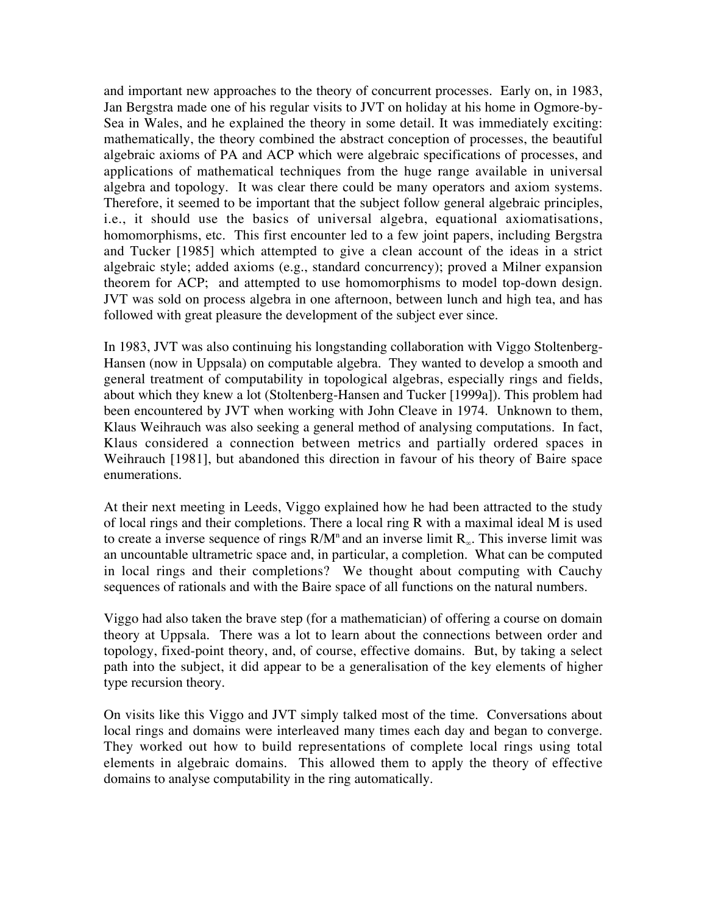and important new approaches to the theory of concurrent processes. Early on, in 1983, Jan Bergstra made one of his regular visits to JVT on holiday at his home in Ogmore-by-Sea in Wales, and he explained the theory in some detail. It was immediately exciting: mathematically, the theory combined the abstract conception of processes, the beautiful algebraic axioms of PA and ACP which were algebraic specifications of processes, and applications of mathematical techniques from the huge range available in universal algebra and topology. It was clear there could be many operators and axiom systems. Therefore, it seemed to be important that the subject follow general algebraic principles, i.e., it should use the basics of universal algebra, equational axiomatisations, homomorphisms, etc. This first encounter led to a few joint papers, including Bergstra and Tucker [1985] which attempted to give a clean account of the ideas in a strict algebraic style; added axioms (e.g., standard concurrency); proved a Milner expansion theorem for ACP; and attempted to use homomorphisms to model top-down design. JVT was sold on process algebra in one afternoon, between lunch and high tea, and has followed with great pleasure the development of the subject ever since.

In 1983, JVT was also continuing his longstanding collaboration with Viggo Stoltenberg-Hansen (now in Uppsala) on computable algebra. They wanted to develop a smooth and general treatment of computability in topological algebras, especially rings and fields, about which they knew a lot (Stoltenberg-Hansen and Tucker [1999a]). This problem had been encountered by JVT when working with John Cleave in 1974. Unknown to them, Klaus Weihrauch was also seeking a general method of analysing computations. In fact, Klaus considered a connection between metrics and partially ordered spaces in Weihrauch [1981], but abandoned this direction in favour of his theory of Baire space enumerations.

At their next meeting in Leeds, Viggo explained how he had been attracted to the study of local rings and their completions. There a local ring R with a maximal ideal M is used to create a inverse sequence of rings $R/M^n$ and an inverse limit $R_\infty$. This inverse limit was an uncountable ultrametric space and, in particular, a completion. What can be computed in local rings and their completions? We thought about computing with Cauchy sequences of rationals and with the Baire space of all functions on the natural numbers.

Viggo had also taken the brave step (for a mathematician) of offering a course on domain theory at Uppsala. There was a lot to learn about the connections between order and topology, fixed-point theory, and, of course, effective domains. But, by taking a select path into the subject, it did appear to be a generalisation of the key elements of higher type recursion theory.

On visits like this Viggo and JVT simply talked most of the time. Conversations about local rings and domains were interleaved many times each day and began to converge. They worked out how to build representations of complete local rings using total elements in algebraic domains. This allowed them to apply the theory of effective domains to analyse computability in the ring automatically.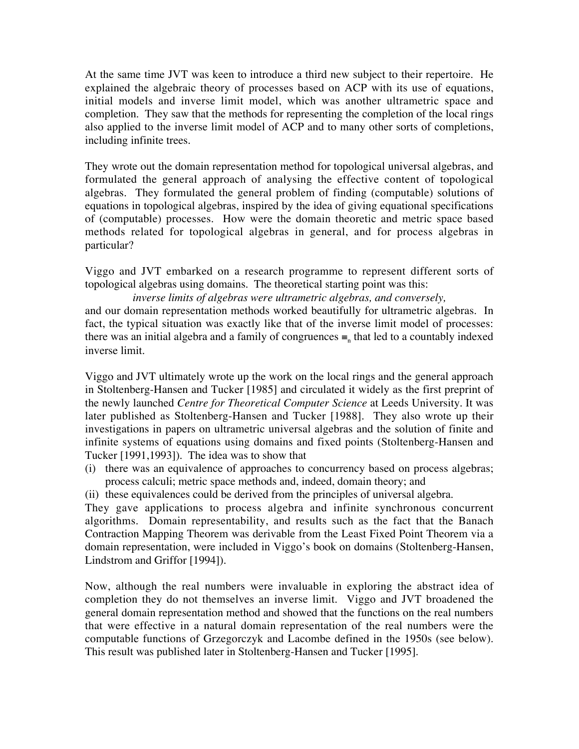At the same time JVT was keen to introduce a third new subject to their repertoire. He explained the algebraic theory of processes based on ACP with its use of equations, initial models and inverse limit model, which was another ultrametric space and completion. They saw that the methods for representing the completion of the local rings also applied to the inverse limit model of ACP and to many other sorts of completions, including infinite trees.

They wrote out the domain representation method for topological universal algebras, and formulated the general approach of analysing the effective content of topological algebras. They formulated the general problem of finding (computable) solutions of equations in topological algebras, inspired by the idea of giving equational specifications of (computable) processes. How were the domain theoretic and metric space based methods related for topological algebras in general, and for process algebras in particular?

Viggo and JVT embarked on a research programme to represent different sorts of topological algebras using domains. The theoretical starting point was this:

*inverse limits of algebras were ultrametric algebras, and conversely,*

and our domain representation methods worked beautifully for ultrametric algebras. In fact, the typical situation was exactly like that of the inverse limit model of processes: there was an initial algebra and a family of congruences $\equiv_n$ that led to a countably indexed inverse limit.

Viggo and JVT ultimately wrote up the work on the local rings and the general approach in Stoltenberg-Hansen and Tucker [1985] and circulated it widely as the first preprint of the newly launched *Centre for Theoretical Computer Science* at Leeds University. It was later published as Stoltenberg-Hansen and Tucker [1988]. They also wrote up their investigations in papers on ultrametric universal algebras and the solution of finite and infinite systems of equations using domains and fixed points (Stoltenberg-Hansen and Tucker [1991,1993]). The idea was to show that

(i) there was an equivalence of approaches to concurrency based on process algebras; process calculi; metric space methods and, indeed, domain theory; and
(ii) these equivalences could be derived from the principles of universal algebra.

They gave applications to process algebra and infinite synchronous concurrent algorithms. Domain representability, and results such as the fact that the Banach Contraction Mapping Theorem was derivable from the Least Fixed Point Theorem via a domain representation, were included in Viggo's book on domains (Stoltenberg-Hansen, Lindstrom and Griffor [1994]).

Now, although the real numbers were invaluable in exploring the abstract idea of completion they do not themselves an inverse limit. Viggo and JVT broadened the general domain representation method and showed that the functions on the real numbers that were effective in a natural domain representation of the real numbers were the computable functions of Grzegorczyk and Lacombe defined in the 1950s (see below). This result was published later in Stoltenberg-Hansen and Tucker [1995].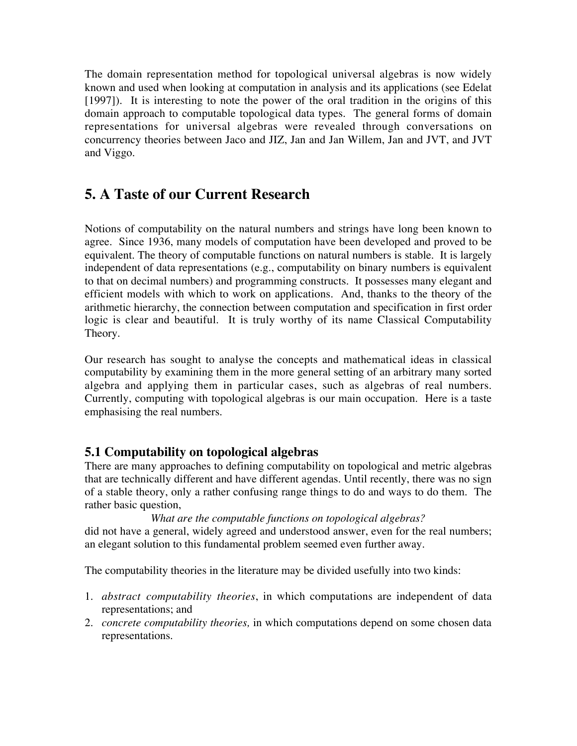The domain representation method for topological universal algebras is now widely known and used when looking at computation in analysis and its applications (see Edelat [1997]). It is interesting to note the power of the oral tradition in the origins of this domain approach to computable topological data types. The general forms of domain representations for universal algebras were revealed through conversations on concurrency theories between Jaco and JIZ, Jan and Jan Willem, Jan and JVT, and JVT and Viggo.

# 5. A Taste of our Current Research

Notions of computability on the natural numbers and strings have long been known to agree. Since 1936, many models of computation have been developed and proved to be equivalent. The theory of computable functions on natural numbers is stable. It is largely independent of data representations (e.g., computability on binary numbers is equivalent to that on decimal numbers) and programming constructs. It possesses many elegant and efficient models with which to work on applications. And, thanks to the theory of the arithmetic hierarchy, the connection between computation and specification in first order logic is clear and beautiful. It is truly worthy of its name Classical Computability Theory.

Our research has sought to analyse the concepts and mathematical ideas in classical computability by examining them in the more general setting of an arbitrary many sorted algebra and applying them in particular cases, such as algebras of real numbers. Currently, computing with topological algebras is our main occupation. Here is a taste emphasising the real numbers.

## 5.1 Computability on topological algebras

There are many approaches to defining computability on topological and metric algebras that are technically different and have different agendas. Until recently, there was no sign of a stable theory, only a rather confusing range things to do and ways to do them. The rather basic question,

*What are the computable functions on topological algebras?*

did not have a general, widely agreed and understood answer, even for the real numbers; an elegant solution to this fundamental problem seemed even further away.

The computability theories in the literature may be divided usefully into two kinds:

1. *abstract computability theories*, in which computations are independent of data representations; and
2. *concrete computability theories,* in which computations depend on some chosen data representations.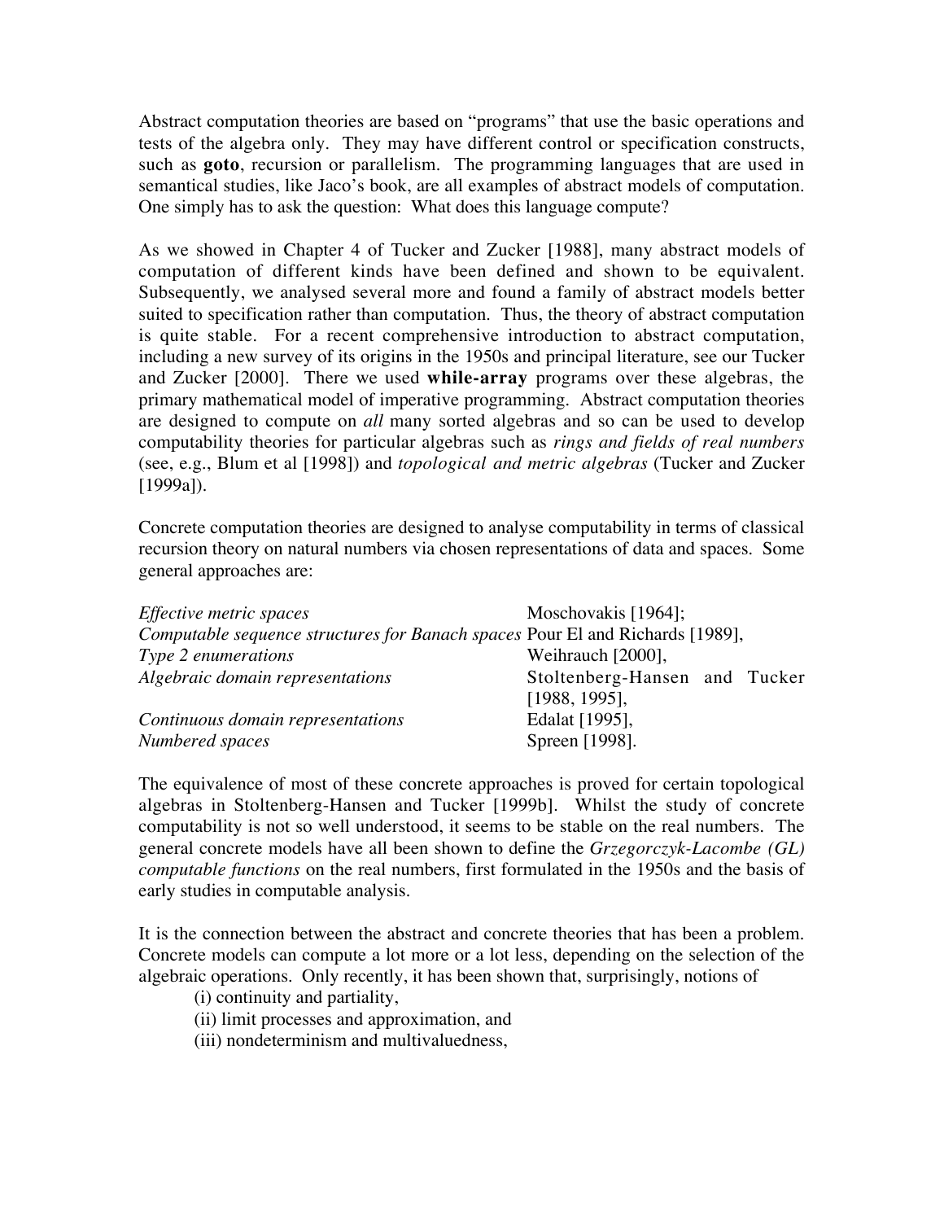Abstract computation theories are based on "programs" that use the basic operations and tests of the algebra only. They may have different control or specification constructs, such as **goto**, recursion or parallelism. The programming languages that are used in semantical studies, like Jaco's book, are all examples of abstract models of computation. One simply has to ask the question: What does this language compute?

As we showed in Chapter 4 of Tucker and Zucker [1988], many abstract models of computation of different kinds have been defined and shown to be equivalent. Subsequently, we analysed several more and found a family of abstract models better suited to specification rather than computation. Thus, the theory of abstract computation is quite stable. For a recent comprehensive introduction to abstract computation, including a new survey of its origins in the 1950s and principal literature, see our Tucker and Zucker [2000]. There we used **while-array** programs over these algebras, the primary mathematical model of imperative programming. Abstract computation theories are designed to compute on *all* many sorted algebras and so can be used to develop computability theories for particular algebras such as *rings and fields of real numbers* (see, e.g., Blum et al [1998]) and *topological and metric algebras* (Tucker and Zucker [1999a]).

Concrete computation theories are designed to analyse computability in terms of classical recursion theory on natural numbers via chosen representations of data and spaces. Some general approaches are:

| | |
|---|---|
| *Effective metric spaces* | Moschovakis [1964]; |
| *Computable sequence structures for Banach spaces* | Pour El and Richards [1989], |
| *Type 2 enumerations* | Weihrauch [2000], |
| *Algebraic domain representations* | Stoltenberg-Hansen and Tucker [1988, 1995], |
| *Continuous domain representations* | Edalat [1995], |
| *Numbered spaces* | Spreen [1998]. |

The equivalence of most of these concrete approaches is proved for certain topological algebras in Stoltenberg-Hansen and Tucker [1999b]. Whilst the study of concrete computability is not so well understood, it seems to be stable on the real numbers. The general concrete models have all been shown to define the *Grzegorczyk-Lacombe (GL) computable functions* on the real numbers, first formulated in the 1950s and the basis of early studies in computable analysis.

It is the connection between the abstract and concrete theories that has been a problem. Concrete models can compute a lot more or a lot less, depending on the selection of the algebraic operations. Only recently, it has been shown that, surprisingly, notions of

(i) continuity and partiality,
(ii) limit processes and approximation, and
(iii) nondeterminism and multivaluedness,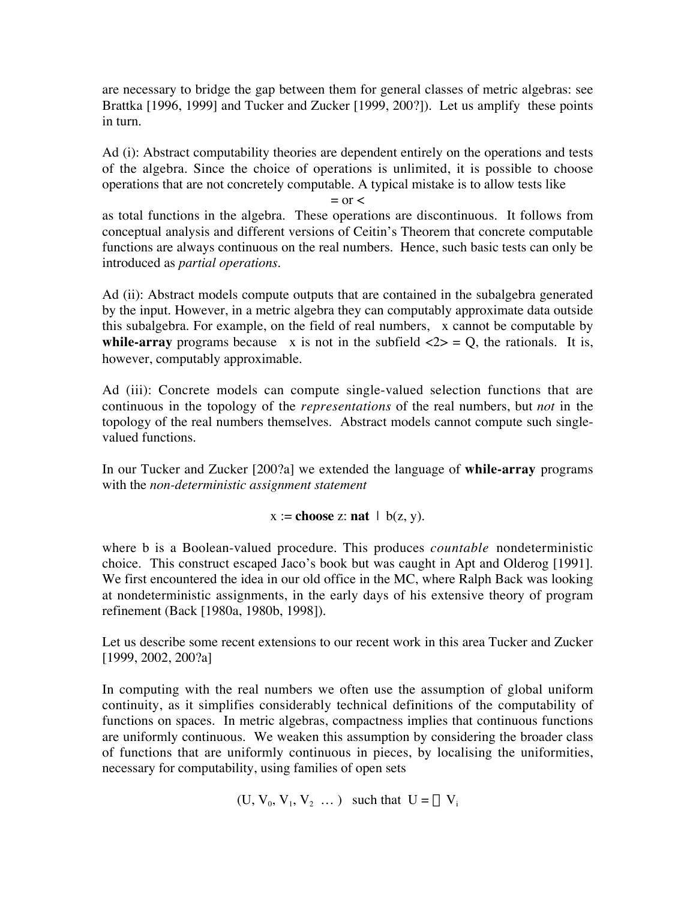are necessary to bridge the gap between them for general classes of metric algebras: see Brattka [1996, 1999] and Tucker and Zucker [1999, 200?]). Let us amplify these points in turn.

Ad (i): Abstract computability theories are dependent entirely on the operations and tests of the algebra. Since the choice of operations is unlimited, it is possible to choose operations that are not concretely computable. A typical mistake is to allow tests like

$$= \text{ or } <$$

as total functions in the algebra. These operations are discontinuous. It follows from conceptual analysis and different versions of Ceitin's Theorem that concrete computable functions are always continuous on the real numbers. Hence, such basic tests can only be introduced as *partial operations*.

Ad (ii): Abstract models compute outputs that are contained in the subalgebra generated by the input. However, in a metric algebra they can computably approximate data outside this subalgebra. For example, on the field of real numbers, $\sqrt{x}$ cannot be computable by **while-array** programs because $\sqrt{x}$ is not in the subfield $<2> = Q$, the rationals. It is, however, computably approximable.

Ad (iii): Concrete models can compute single-valued selection functions that are continuous in the topology of the *representations* of the real numbers, but *not* in the topology of the real numbers themselves. Abstract models cannot compute such single-valued functions.

In our Tucker and Zucker [200?a] we extended the language of **while-array** programs with the *non-deterministic assignment statement*

$$x := \textbf{choose } z{:}\ \textbf{nat} \mid b(z, y).$$

where b is a Boolean-valued procedure. This produces *countable* nondeterministic choice. This construct escaped Jaco's book but was caught in Apt and Olderog [1991]. We first encountered the idea in our old office in the MC, where Ralph Back was looking at nondeterministic assignments, in the early days of his extensive theory of program refinement (Back [1980a, 1980b, 1998]).

Let us describe some recent extensions to our recent work in this area Tucker and Zucker [1999, 2002, 200?a]

In computing with the real numbers we often use the assumption of global uniform continuity, as it simplifies considerably technical definitions of the computability of functions on spaces. In metric algebras, compactness implies that continuous functions are uniformly continuous. We weaken this assumption by considering the broader class of functions that are uniformly continuous in pieces, by localising the uniformities, necessary for computability, using families of open sets

$$(U, V_0, V_1, V_2 \ \ldots) \quad \text{such that} \quad U = \bigcup V_i$$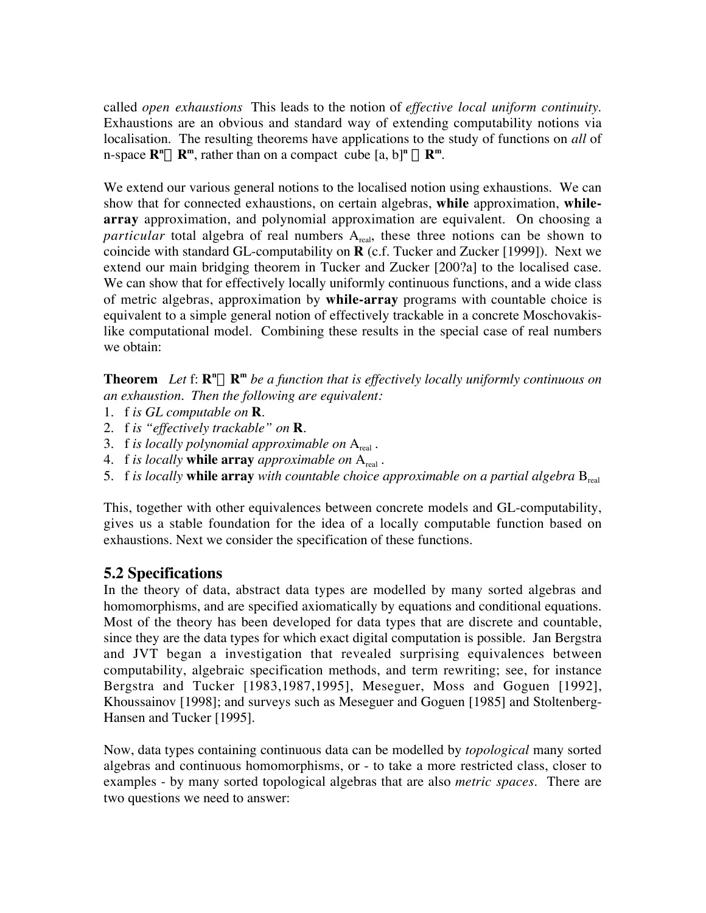called *open exhaustions* This leads to the notion of *effective local uniform continuity.* Exhaustions are an obvious and standard way of extending computability notions via localisation. The resulting theorems have applications to the study of functions on *all* of n-space $\mathbf{R}^n \to \mathbf{R}^m$, rather than on a compact cube $[a, b]^n \to \mathbf{R}^m$.

We extend our various general notions to the localised notion using exhaustions. We can show that for connected exhaustions, on certain algebras, **while** approximation, **while-array** approximation, and polynomial approximation are equivalent. On choosing a *particular* total algebra of real numbers $A_{real}$, these three notions can be shown to coincide with standard GL-computability on **R** (c.f. Tucker and Zucker [1999]). Next we extend our main bridging theorem in Tucker and Zucker [200?a] to the localised case. We can show that for effectively locally uniformly continuous functions, and a wide class of metric algebras, approximation by **while-array** programs with countable choice is equivalent to a simple general notion of effectively trackable in a concrete Moschovakis-like computational model. Combining these results in the special case of real numbers we obtain:

**Theorem** *Let* f: $\mathbf{R}^n \to \mathbf{R}^m$ *be a function that is effectively locally uniformly continuous on an exhaustion. Then the following are equivalent:*

1. f *is GL computable on* **R**.
2. f *is "effectively trackable" on* **R**.
3. f *is locally polynomial approximable on* $A_{real}$ .
4. f *is locally* **while array** *approximable on* $A_{real}$ .
5. f *is locally* **while array** *with countable choice approximable on a partial algebra* $B_{real}$

This, together with other equivalences between concrete models and GL-computability, gives us a stable foundation for the idea of a locally computable function based on exhaustions. Next we consider the specification of these functions.

## 5.2 Specifications

In the theory of data, abstract data types are modelled by many sorted algebras and homomorphisms, and are specified axiomatically by equations and conditional equations. Most of the theory has been developed for data types that are discrete and countable, since they are the data types for which exact digital computation is possible. Jan Bergstra and JVT began a investigation that revealed surprising equivalences between computability, algebraic specification methods, and term rewriting; see, for instance Bergstra and Tucker [1983,1987,1995], Meseguer, Moss and Goguen [1992], Khoussainov [1998]; and surveys such as Meseguer and Goguen [1985] and Stoltenberg-Hansen and Tucker [1995].

Now, data types containing continuous data can be modelled by *topological* many sorted algebras and continuous homomorphisms, or - to take a more restricted class, closer to examples - by many sorted topological algebras that are also *metric spaces*. There are two questions we need to answer: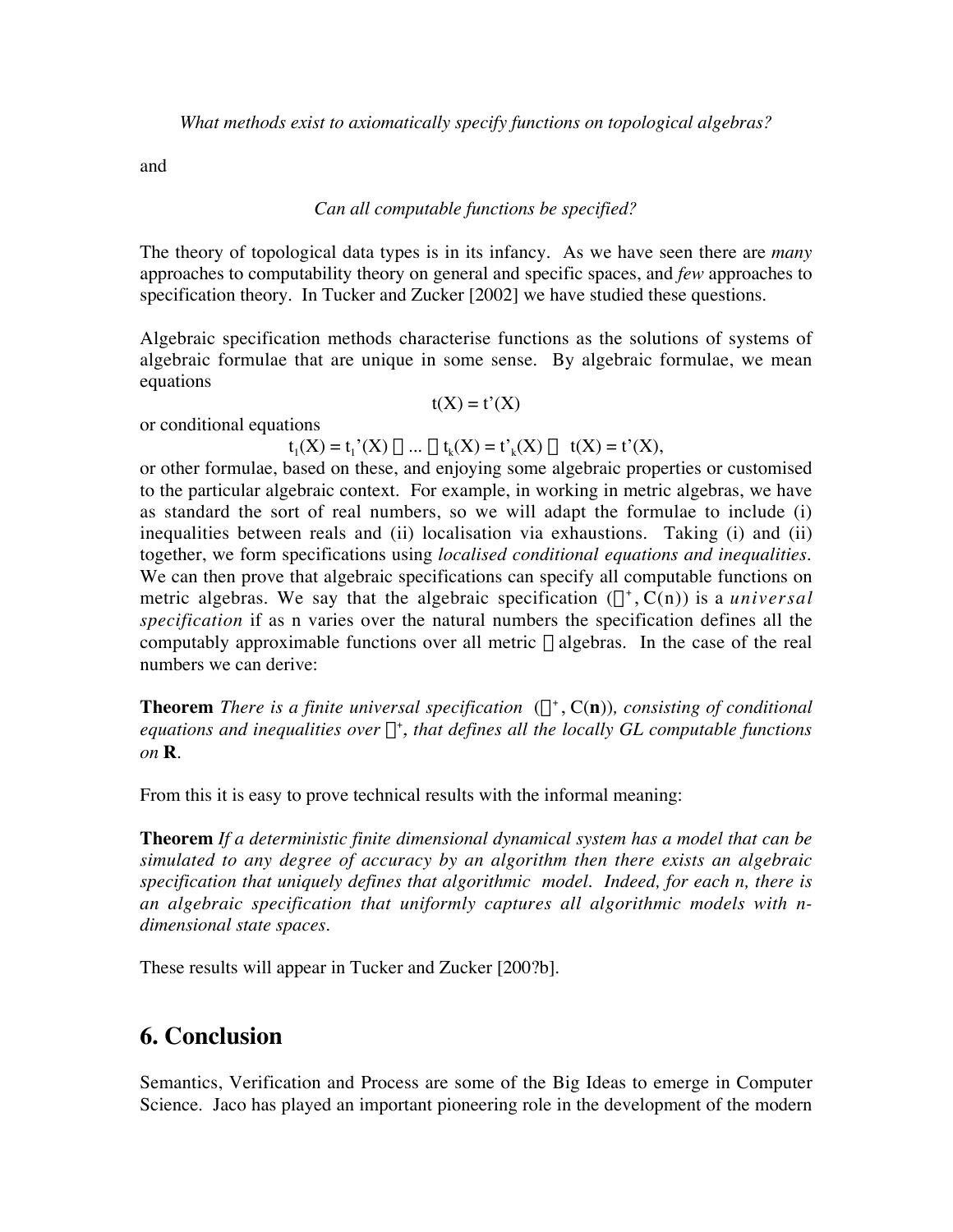*What methods exist to axiomatically specify functions on topological algebras?*

and

*Can all computable functions be specified?*

The theory of topological data types is in its infancy. As we have seen there are *many* approaches to computability theory on general and specific spaces, and *few* approaches to specification theory. In Tucker and Zucker [2002] we have studied these questions.

Algebraic specification methods characterise functions as the solutions of systems of algebraic formulae that are unique in some sense. By algebraic formulae, we mean equations

$$t(X) = t'(X)$$

or conditional equations

$$t_1(X) = t_1'(X) \wedge \ldots \wedge t_k(X) = t'_k(X) \to t(X) = t'(X),$$

or other formulae, based on these, and enjoying some algebraic properties or customised to the particular algebraic context. For example, in working in metric algebras, we have as standard the sort of real numbers, so we will adapt the formulae to include (i) inequalities between reals and (ii) localisation via exhaustions. Taking (i) and (ii) together, we form specifications using *localised conditional equations and inequalities*. We can then prove that algebraic specifications can specify all computable functions on metric algebras. We say that the algebraic specification $(\Sigma^+, C(n))$ is a *universal specification* if as n varies over the natural numbers the specification defines all the computably approximable functions over all metric $\Sigma$ algebras. In the case of the real numbers we can derive:

**Theorem** *There is a finite universal specification* $(\Sigma^+, C(\mathbf{n}))$*, consisting of conditional equations and inequalities over* $\Sigma^+$*, that defines all the locally GL computable functions on* $\mathbf{R}$.

From this it is easy to prove technical results with the informal meaning:

**Theorem** *If a deterministic finite dimensional dynamical system has a model that can be simulated to any degree of accuracy by an algorithm then there exists an algebraic specification that uniquely defines that algorithmic model. Indeed, for each n, there is an algebraic specification that uniformly captures all algorithmic models with n-dimensional state spaces.*

These results will appear in Tucker and Zucker [200?b].

## 6. Conclusion

Semantics, Verification and Process are some of the Big Ideas to emerge in Computer Science. Jaco has played an important pioneering role in the development of the modern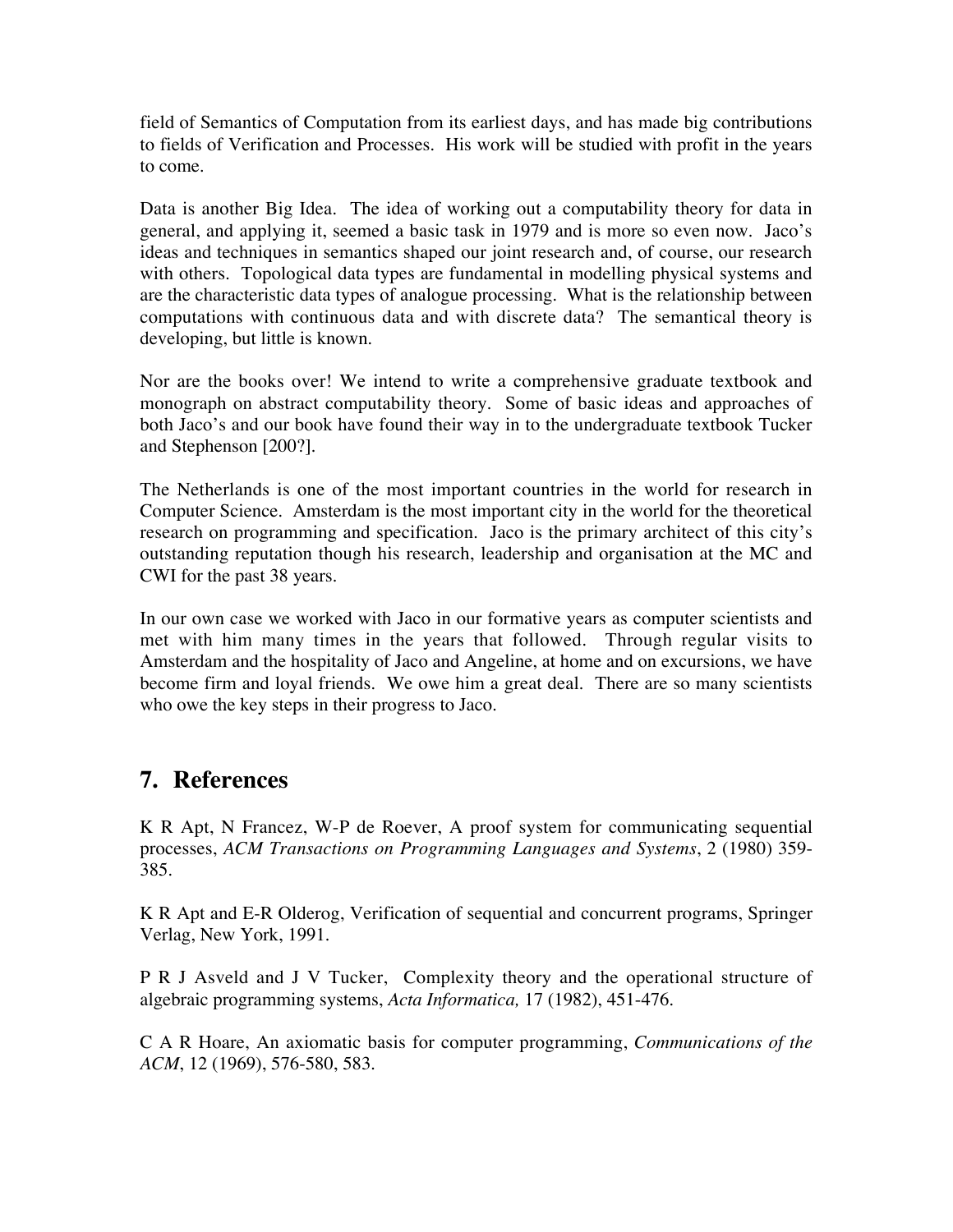field of Semantics of Computation from its earliest days, and has made big contributions to fields of Verification and Processes. His work will be studied with profit in the years to come.

Data is another Big Idea. The idea of working out a computability theory for data in general, and applying it, seemed a basic task in 1979 and is more so even now. Jaco's ideas and techniques in semantics shaped our joint research and, of course, our research with others. Topological data types are fundamental in modelling physical systems and are the characteristic data types of analogue processing. What is the relationship between computations with continuous data and with discrete data? The semantical theory is developing, but little is known.

Nor are the books over! We intend to write a comprehensive graduate textbook and monograph on abstract computability theory. Some of basic ideas and approaches of both Jaco's and our book have found their way in to the undergraduate textbook Tucker and Stephenson [200?].

The Netherlands is one of the most important countries in the world for research in Computer Science. Amsterdam is the most important city in the world for the theoretical research on programming and specification. Jaco is the primary architect of this city's outstanding reputation though his research, leadership and organisation at the MC and CWI for the past 38 years.

In our own case we worked with Jaco in our formative years as computer scientists and met with him many times in the years that followed. Through regular visits to Amsterdam and the hospitality of Jaco and Angeline, at home and on excursions, we have become firm and loyal friends. We owe him a great deal. There are so many scientists who owe the key steps in their progress to Jaco.

## 7. References

K R Apt, N Francez, W-P de Roever, A proof system for communicating sequential processes, *ACM Transactions on Programming Languages and Systems*, 2 (1980) 359-385.

K R Apt and E-R Olderog, Verification of sequential and concurrent programs, Springer Verlag, New York, 1991.

P R J Asveld and J V Tucker, Complexity theory and the operational structure of algebraic programming systems, *Acta Informatica,* 17 (1982), 451-476.

C A R Hoare, An axiomatic basis for computer programming, *Communications of the ACM*, 12 (1969), 576-580, 583.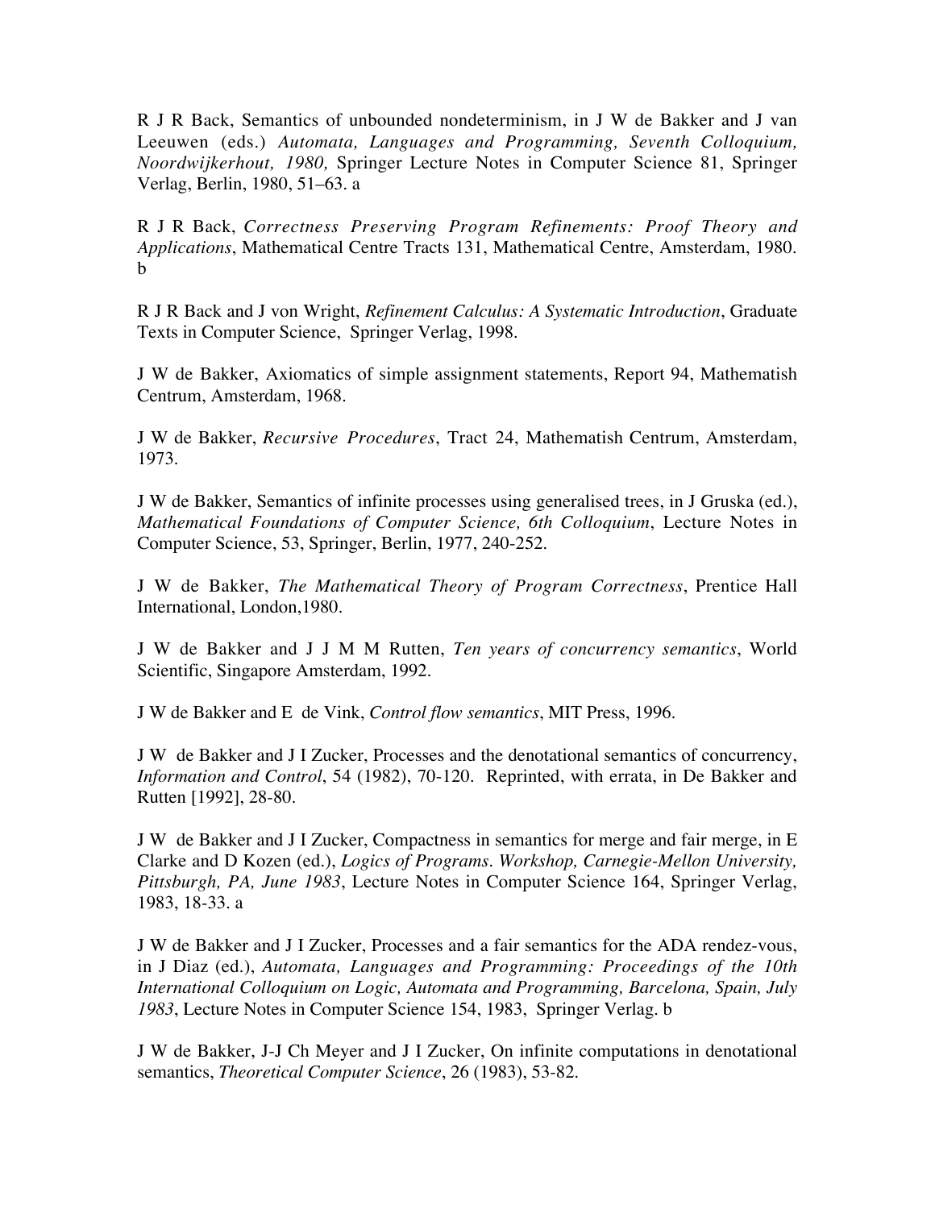R J R Back, Semantics of unbounded nondeterminism, in J W de Bakker and J van Leeuwen (eds.) *Automata, Languages and Programming, Seventh Colloquium, Noordwijkerhout, 1980,* Springer Lecture Notes in Computer Science 81, Springer Verlag, Berlin, 1980, 51–63. a

R J R Back, *Correctness Preserving Program Refinements: Proof Theory and Applications*, Mathematical Centre Tracts 131, Mathematical Centre, Amsterdam, 1980. b

R J R Back and J von Wright, *Refinement Calculus: A Systematic Introduction*, Graduate Texts in Computer Science, Springer Verlag, 1998.

J W de Bakker, Axiomatics of simple assignment statements, Report 94, Mathematish Centrum, Amsterdam, 1968.

J W de Bakker, *Recursive Procedures*, Tract 24, Mathematish Centrum, Amsterdam, 1973.

J W de Bakker, Semantics of infinite processes using generalised trees, in J Gruska (ed.), *Mathematical Foundations of Computer Science, 6th Colloquium*, Lecture Notes in Computer Science, 53, Springer, Berlin, 1977, 240-252.

J W de Bakker, *The Mathematical Theory of Program Correctness*, Prentice Hall International, London,1980.

J W de Bakker and J J M M Rutten, *Ten years of concurrency semantics*, World Scientific, Singapore Amsterdam, 1992.

J W de Bakker and E de Vink, *Control flow semantics*, MIT Press, 1996.

J W de Bakker and J I Zucker, Processes and the denotational semantics of concurrency, *Information and Control*, 54 (1982), 70-120. Reprinted, with errata, in De Bakker and Rutten [1992], 28-80.

J W de Bakker and J I Zucker, Compactness in semantics for merge and fair merge, in E Clarke and D Kozen (ed.), *Logics of Programs. Workshop, Carnegie-Mellon University, Pittsburgh, PA, June 1983*, Lecture Notes in Computer Science 164, Springer Verlag, 1983, 18-33. a

J W de Bakker and J I Zucker, Processes and a fair semantics for the ADA rendez-vous, in J Diaz (ed.), *Automata, Languages and Programming: Proceedings of the 10th International Colloquium on Logic, Automata and Programming, Barcelona, Spain, July 1983*, Lecture Notes in Computer Science 154, 1983, Springer Verlag. b

J W de Bakker, J-J Ch Meyer and J I Zucker, On infinite computations in denotational semantics, *Theoretical Computer Science*, 26 (1983), 53-82.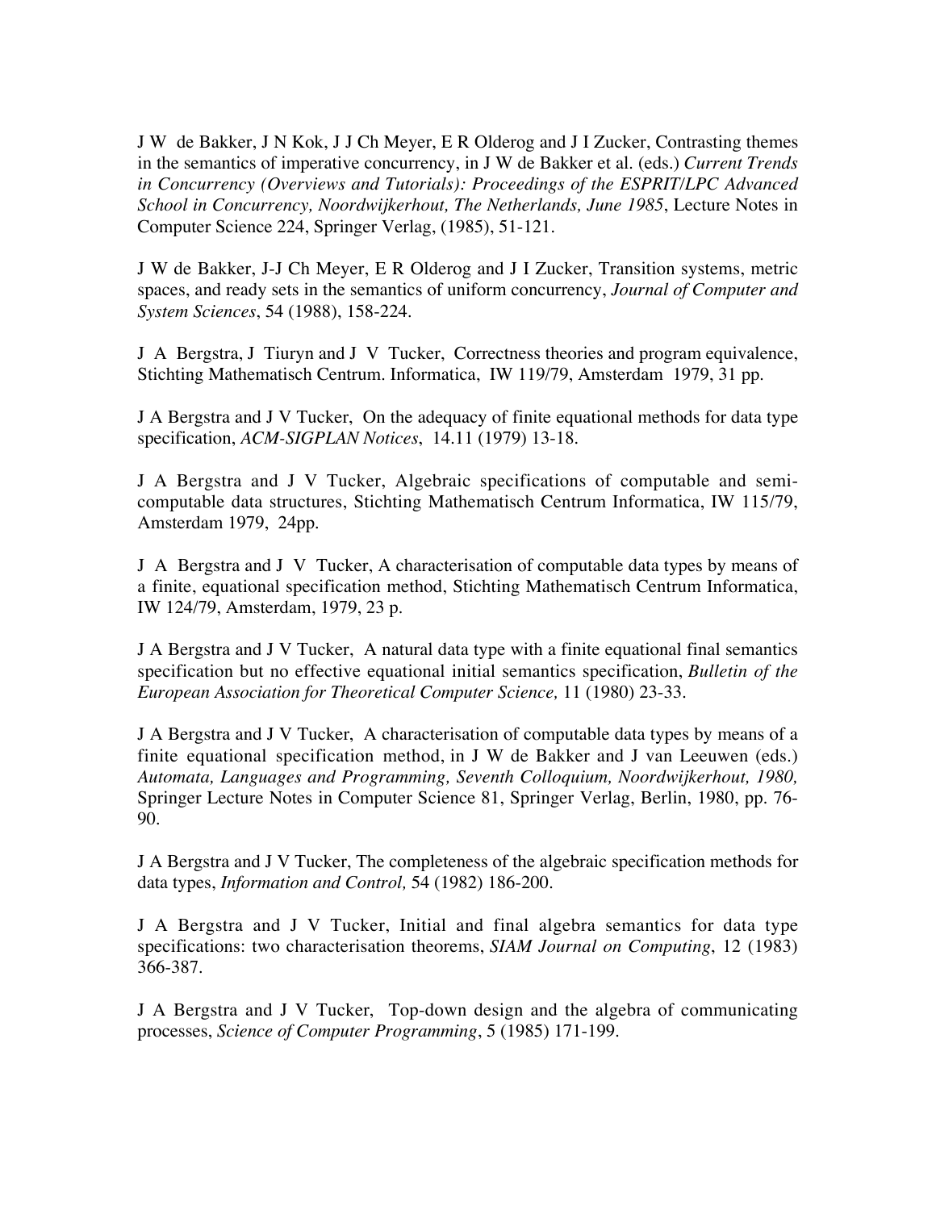J W de Bakker, J N Kok, J J Ch Meyer, E R Olderog and J I Zucker, Contrasting themes in the semantics of imperative concurrency, in J W de Bakker et al. (eds.) *Current Trends in Concurrency (Overviews and Tutorials): Proceedings of the ESPRIT/LPC Advanced School in Concurrency, Noordwijkerhout, The Netherlands, June 1985*, Lecture Notes in Computer Science 224, Springer Verlag, (1985), 51-121.

J W de Bakker, J-J Ch Meyer, E R Olderog and J I Zucker, Transition systems, metric spaces, and ready sets in the semantics of uniform concurrency, *Journal of Computer and System Sciences*, 54 (1988), 158-224.

J A Bergstra, J Tiuryn and J V Tucker, Correctness theories and program equivalence, Stichting Mathematisch Centrum. Informatica, IW 119/79, Amsterdam 1979, 31 pp.

J A Bergstra and J V Tucker, On the adequacy of finite equational methods for data type specification, *ACM-SIGPLAN Notices*, 14.11 (1979) 13-18.

J A Bergstra and J V Tucker, Algebraic specifications of computable and semi-computable data structures, Stichting Mathematisch Centrum Informatica, IW 115/79, Amsterdam 1979, 24pp.

J A Bergstra and J V Tucker, A characterisation of computable data types by means of a finite, equational specification method, Stichting Mathematisch Centrum Informatica, IW 124/79, Amsterdam, 1979, 23 p.

J A Bergstra and J V Tucker, A natural data type with a finite equational final semantics specification but no effective equational initial semantics specification, *Bulletin of the European Association for Theoretical Computer Science,* 11 (1980) 23-33.

J A Bergstra and J V Tucker, A characterisation of computable data types by means of a finite equational specification method, in J W de Bakker and J van Leeuwen (eds.) *Automata, Languages and Programming, Seventh Colloquium, Noordwijkerhout, 1980,* Springer Lecture Notes in Computer Science 81, Springer Verlag, Berlin, 1980, pp. 76-90.

J A Bergstra and J V Tucker, The completeness of the algebraic specification methods for data types, *Information and Control,* 54 (1982) 186-200.

J A Bergstra and J V Tucker, Initial and final algebra semantics for data type specifications: two characterisation theorems, *SIAM Journal on Computing*, 12 (1983) 366-387.

J A Bergstra and J V Tucker, Top-down design and the algebra of communicating processes, *Science of Computer Programming*, 5 (1985) 171-199.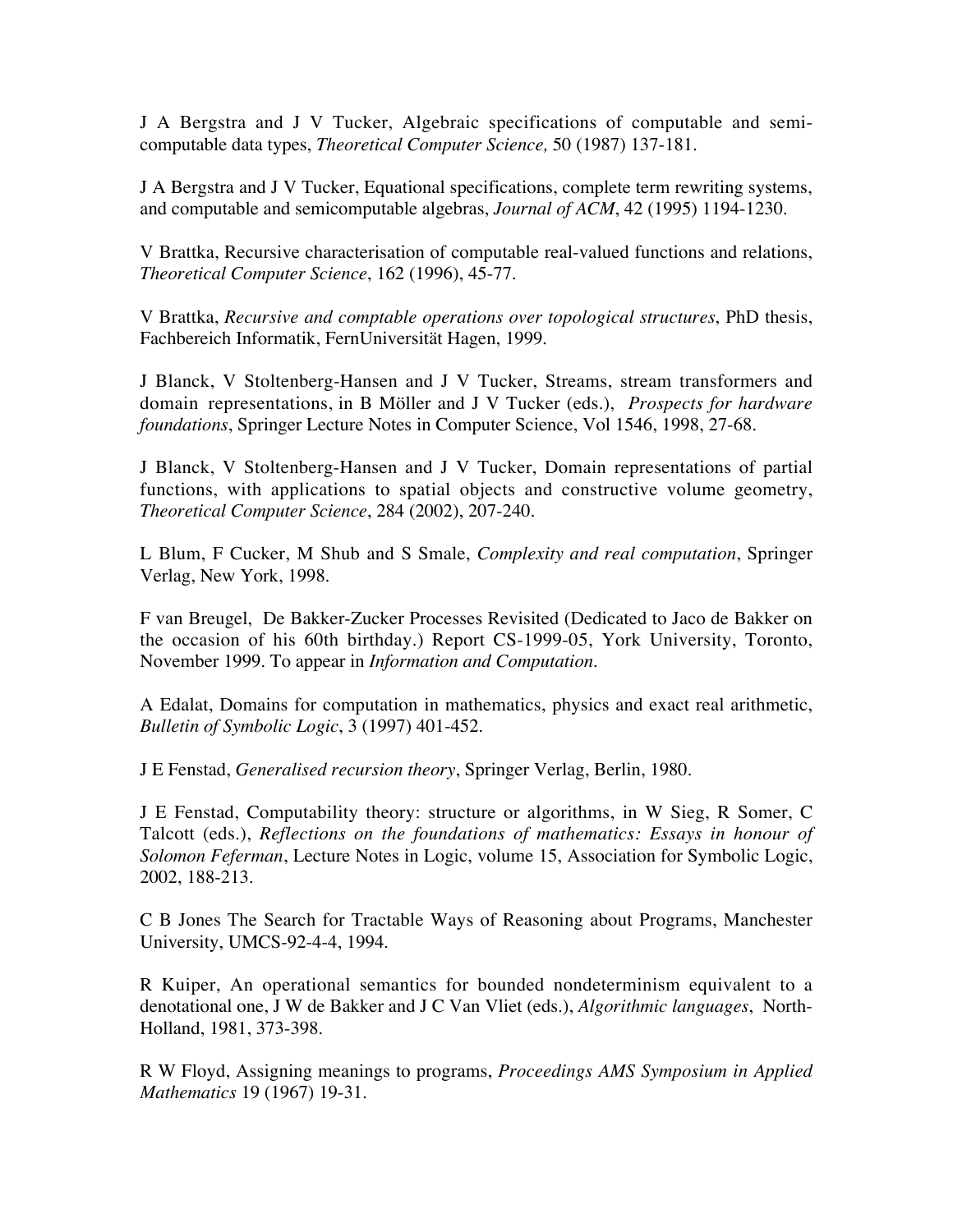J A Bergstra and J V Tucker, Algebraic specifications of computable and semicomputable data types, *Theoretical Computer Science,* 50 (1987) 137-181.

J A Bergstra and J V Tucker, Equational specifications, complete term rewriting systems, and computable and semicomputable algebras, *Journal of ACM*, 42 (1995) 1194-1230.

V Brattka, Recursive characterisation of computable real-valued functions and relations, *Theoretical Computer Science*, 162 (1996), 45-77.

V Brattka, *Recursive and comptable operations over topological structures*, PhD thesis, Fachbereich Informatik, FernUniversität Hagen, 1999.

J Blanck, V Stoltenberg-Hansen and J V Tucker, Streams, stream transformers and domain representations, in B Möller and J V Tucker (eds.), *Prospects for hardware foundations*, Springer Lecture Notes in Computer Science, Vol 1546, 1998, 27-68.

J Blanck, V Stoltenberg-Hansen and J V Tucker, Domain representations of partial functions, with applications to spatial objects and constructive volume geometry, *Theoretical Computer Science*, 284 (2002), 207-240.

L Blum, F Cucker, M Shub and S Smale, *Complexity and real computation*, Springer Verlag, New York, 1998.

F van Breugel, De Bakker-Zucker Processes Revisited (Dedicated to Jaco de Bakker on the occasion of his 60th birthday.) Report CS-1999-05, York University, Toronto, November 1999. To appear in *Information and Computation*.

A Edalat, Domains for computation in mathematics, physics and exact real arithmetic, *Bulletin of Symbolic Logic*, 3 (1997) 401-452.

J E Fenstad, *Generalised recursion theory*, Springer Verlag, Berlin, 1980.

J E Fenstad, Computability theory: structure or algorithms, in W Sieg, R Somer, C Talcott (eds.), *Reflections on the foundations of mathematics: Essays in honour of Solomon Feferman*, Lecture Notes in Logic, volume 15, Association for Symbolic Logic, 2002, 188-213.

C B Jones The Search for Tractable Ways of Reasoning about Programs, Manchester University, UMCS-92-4-4, 1994.

R Kuiper, An operational semantics for bounded nondeterminism equivalent to a denotational one, J W de Bakker and J C Van Vliet (eds.), *Algorithmic languages*, North-Holland, 1981, 373-398.

R W Floyd, Assigning meanings to programs, *Proceedings AMS Symposium in Applied Mathematics* 19 (1967) 19-31.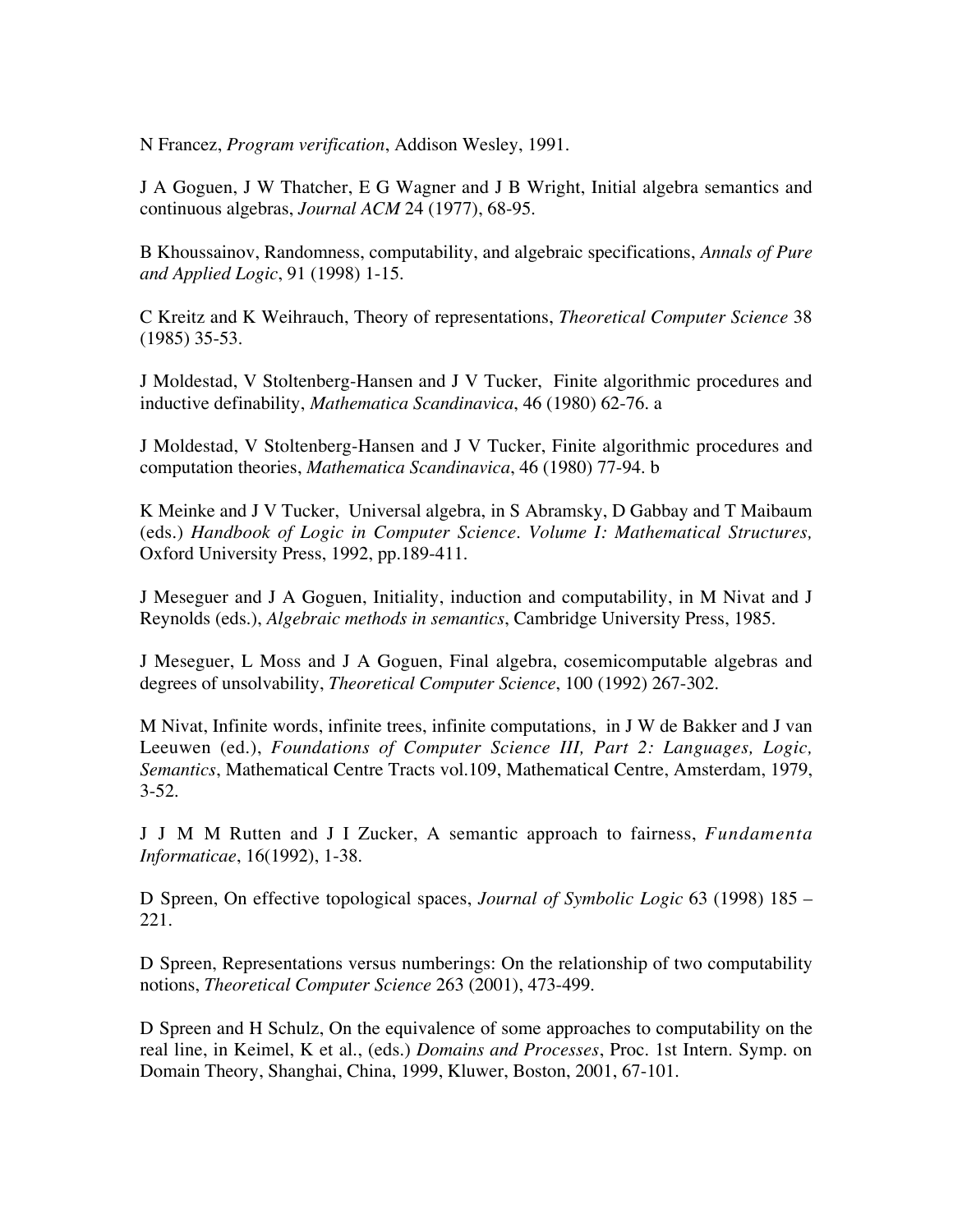N Francez, *Program verification*, Addison Wesley, 1991.

J A Goguen, J W Thatcher, E G Wagner and J B Wright, Initial algebra semantics and continuous algebras, *Journal ACM* 24 (1977), 68-95.

B Khoussainov, Randomness, computability, and algebraic specifications, *Annals of Pure and Applied Logic*, 91 (1998) 1-15.

C Kreitz and K Weihrauch, Theory of representations, *Theoretical Computer Science* 38 (1985) 35-53.

J Moldestad, V Stoltenberg-Hansen and J V Tucker, Finite algorithmic procedures and inductive definability, *Mathematica Scandinavica*, 46 (1980) 62-76. a

J Moldestad, V Stoltenberg-Hansen and J V Tucker, Finite algorithmic procedures and computation theories, *Mathematica Scandinavica*, 46 (1980) 77-94. b

K Meinke and J V Tucker, Universal algebra, in S Abramsky, D Gabbay and T Maibaum (eds.) *Handbook of Logic in Computer Science. Volume I: Mathematical Structures,* Oxford University Press, 1992, pp.189-411.

J Meseguer and J A Goguen, Initiality, induction and computability, in M Nivat and J Reynolds (eds.), *Algebraic methods in semantics*, Cambridge University Press, 1985.

J Meseguer, L Moss and J A Goguen, Final algebra, cosemicomputable algebras and degrees of unsolvability, *Theoretical Computer Science*, 100 (1992) 267-302.

M Nivat, Infinite words, infinite trees, infinite computations, in J W de Bakker and J van Leeuwen (ed.), *Foundations of Computer Science III, Part 2: Languages, Logic, Semantics*, Mathematical Centre Tracts vol.109, Mathematical Centre, Amsterdam, 1979, 3-52.

J J M M Rutten and J I Zucker, A semantic approach to fairness, *Fundamenta Informaticae*, 16(1992), 1-38.

D Spreen, On effective topological spaces, *Journal of Symbolic Logic* 63 (1998) 185 – 221.

D Spreen, Representations versus numberings: On the relationship of two computability notions, *Theoretical Computer Science* 263 (2001), 473-499.

D Spreen and H Schulz, On the equivalence of some approaches to computability on the real line, in Keimel, K et al., (eds.) *Domains and Processes*, Proc. 1st Intern. Symp. on Domain Theory, Shanghai, China, 1999, Kluwer, Boston, 2001, 67-101.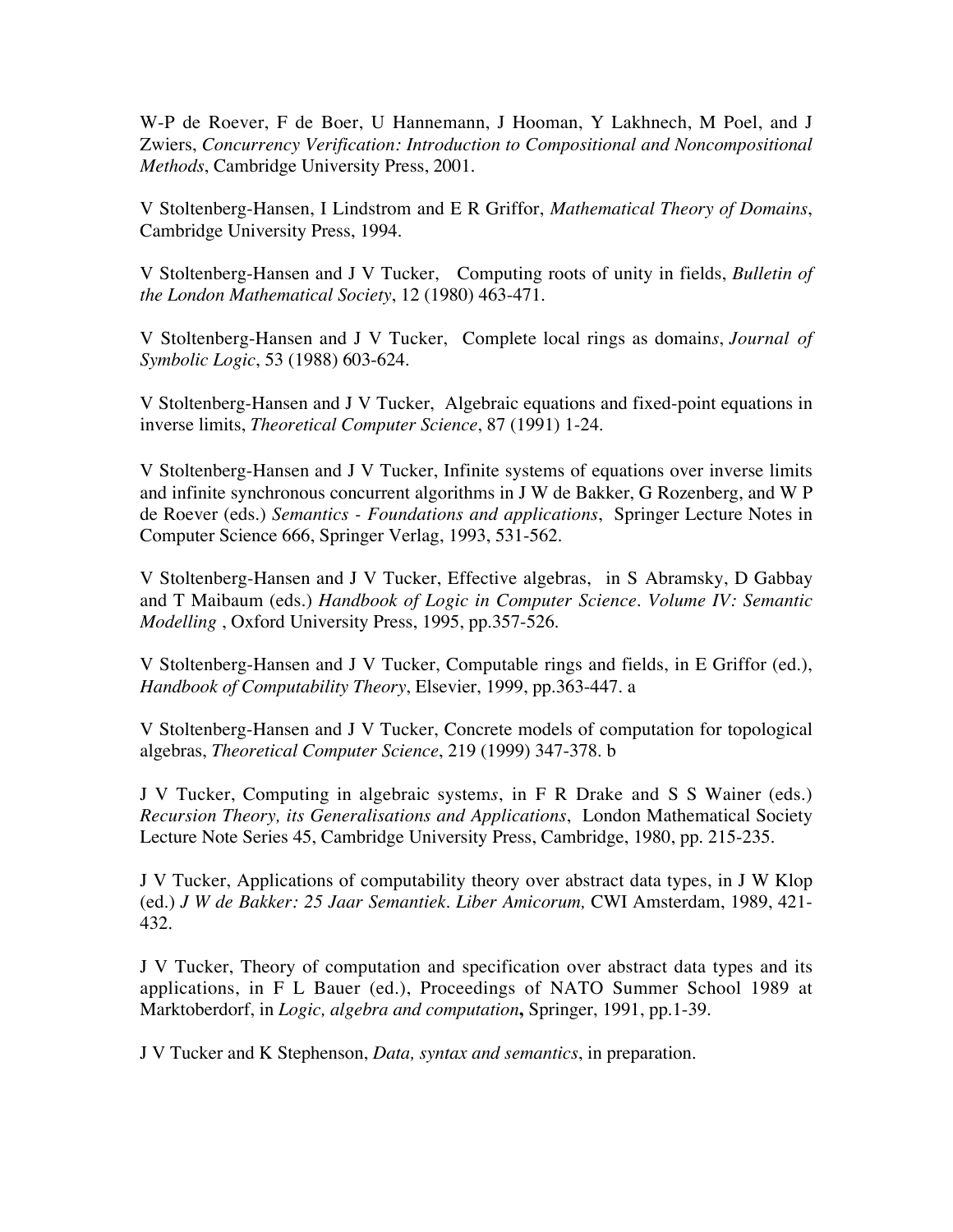W-P de Roever, F de Boer, U Hannemann, J Hooman, Y Lakhnech, M Poel, and J Zwiers, *Concurrency Verification: Introduction to Compositional and Noncompositional Methods*, Cambridge University Press, 2001.

V Stoltenberg-Hansen, I Lindstrom and E R Griffor, *Mathematical Theory of Domains*, Cambridge University Press, 1994.

V Stoltenberg-Hansen and J V Tucker, Computing roots of unity in fields, *Bulletin of the London Mathematical Society*, 12 (1980) 463-471.

V Stoltenberg-Hansen and J V Tucker, Complete local rings as domain*s*, *Journal of Symbolic Logic*, 53 (1988) 603-624.

V Stoltenberg-Hansen and J V Tucker, Algebraic equations and fixed-point equations in inverse limits, *Theoretical Computer Science*, 87 (1991) 1-24.

V Stoltenberg-Hansen and J V Tucker, Infinite systems of equations over inverse limits and infinite synchronous concurrent algorithms in J W de Bakker, G Rozenberg, and W P de Roever (eds.) *Semantics - Foundations and applications*, Springer Lecture Notes in Computer Science 666, Springer Verlag, 1993, 531-562.

V Stoltenberg-Hansen and J V Tucker, Effective algebras, in S Abramsky, D Gabbay and T Maibaum (eds.) *Handbook of Logic in Computer Science. Volume IV: Semantic Modelling* , Oxford University Press, 1995, pp.357-526.

V Stoltenberg-Hansen and J V Tucker, Computable rings and fields, in E Griffor (ed.), *Handbook of Computability Theory*, Elsevier, 1999, pp.363-447. a

V Stoltenberg-Hansen and J V Tucker, Concrete models of computation for topological algebras, *Theoretical Computer Science*, 219 (1999) 347-378. b

J V Tucker, Computing in algebraic system*s*, in F R Drake and S S Wainer (eds.) *Recursion Theory, its Generalisations and Applications*, London Mathematical Society Lecture Note Series 45, Cambridge University Press, Cambridge, 1980, pp. 215-235.

J V Tucker, Applications of computability theory over abstract data types, in J W Klop (ed.) *J W de Bakker: 25 Jaar Semantiek. Liber Amicorum,* CWI Amsterdam, 1989, 421-432.

J V Tucker, Theory of computation and specification over abstract data types and its applications, in F L Bauer (ed.), Proceedings of NATO Summer School 1989 at Marktoberdorf, in *Logic, algebra and computation***,** Springer, 1991, pp.1-39.

J V Tucker and K Stephenson, *Data, syntax and semantics*, in preparation.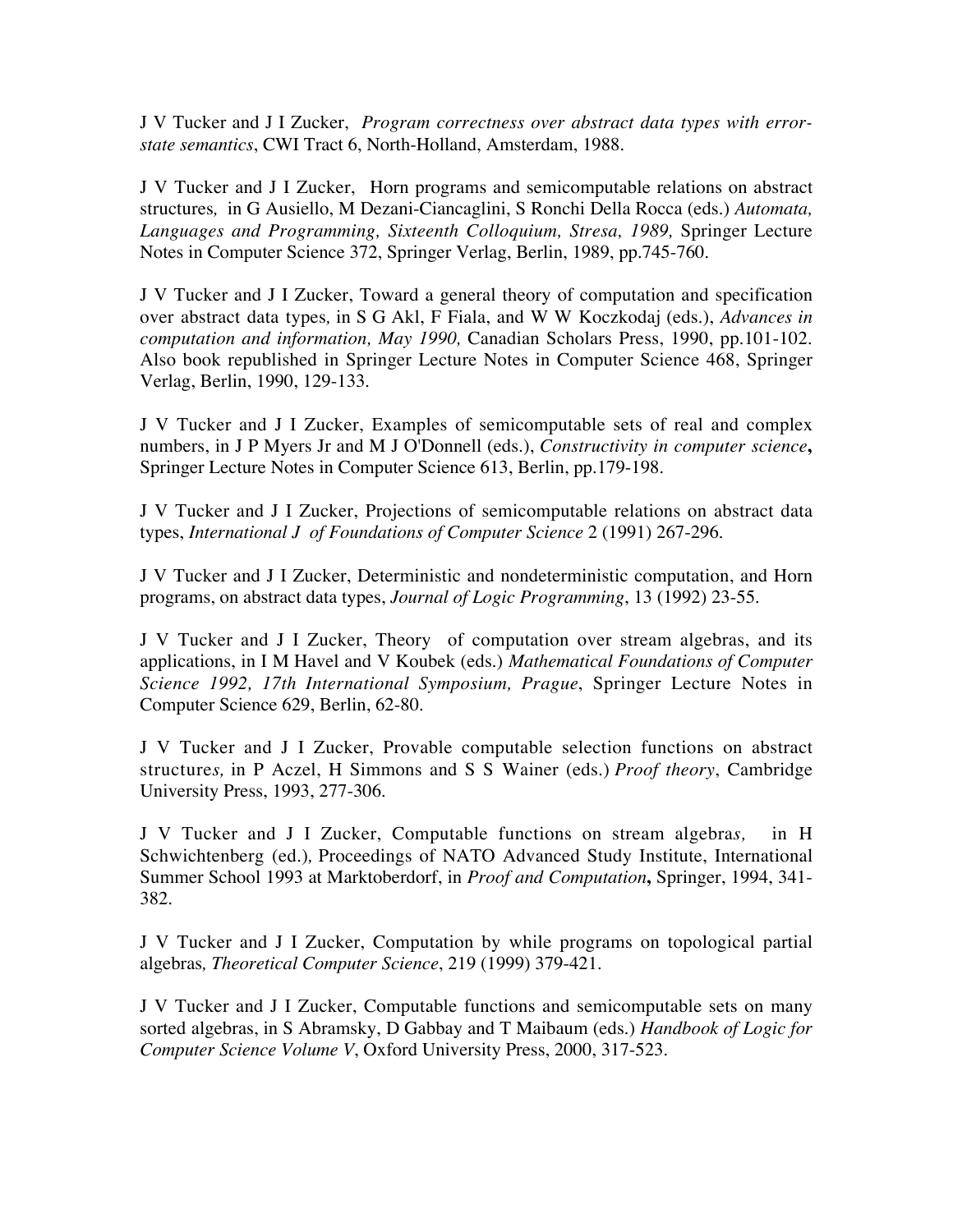J V Tucker and J I Zucker, *Program correctness over abstract data types with error-state semantics*, CWI Tract 6, North-Holland, Amsterdam, 1988.

J V Tucker and J I Zucker, Horn programs and semicomputable relations on abstract structures, in G Ausiello, M Dezani-Ciancaglini, S Ronchi Della Rocca (eds.) *Automata, Languages and Programming, Sixteenth Colloquium, Stresa, 1989,* Springer Lecture Notes in Computer Science 372, Springer Verlag, Berlin, 1989, pp.745-760.

J V Tucker and J I Zucker, Toward a general theory of computation and specification over abstract data types, in S G Akl, F Fiala, and W W Koczkodaj (eds.), *Advances in computation and information, May 1990,* Canadian Scholars Press, 1990, pp.101-102. Also book republished in Springer Lecture Notes in Computer Science 468, Springer Verlag, Berlin, 1990, 129-133.

J V Tucker and J I Zucker, Examples of semicomputable sets of real and complex numbers, in J P Myers Jr and M J O'Donnell (eds.), *Constructivity in computer science***,** Springer Lecture Notes in Computer Science 613, Berlin, pp.179-198.

J V Tucker and J I Zucker, Projections of semicomputable relations on abstract data types, *International J of Foundations of Computer Science* 2 (1991) 267-296.

J V Tucker and J I Zucker, Deterministic and nondeterministic computation, and Horn programs, on abstract data types, *Journal of Logic Programming*, 13 (1992) 23-55.

J V Tucker and J I Zucker, Theory of computation over stream algebras, and its applications, in I M Havel and V Koubek (eds.) *Mathematical Foundations of Computer Science 1992, 17th International Symposium, Prague*, Springer Lecture Notes in Computer Science 629, Berlin, 62-80.

J V Tucker and J I Zucker, Provable computable selection functions on abstract structure*s,* in P Aczel, H Simmons and S S Wainer (eds.) *Proof theory*, Cambridge University Press, 1993, 277-306.

J V Tucker and J I Zucker, Computable functions on stream algebra*s,* in H Schwichtenberg (ed.), Proceedings of NATO Advanced Study Institute, International Summer School 1993 at Marktoberdorf, in *Proof and Computation***,** Springer, 1994, 341-382.

J V Tucker and J I Zucker, Computation by while programs on topological partial algebras*, Theoretical Computer Science*, 219 (1999) 379-421.

J V Tucker and J I Zucker, Computable functions and semicomputable sets on many sorted algebras, in S Abramsky, D Gabbay and T Maibaum (eds.) *Handbook of Logic for Computer Science Volume V*, Oxford University Press, 2000, 317-523.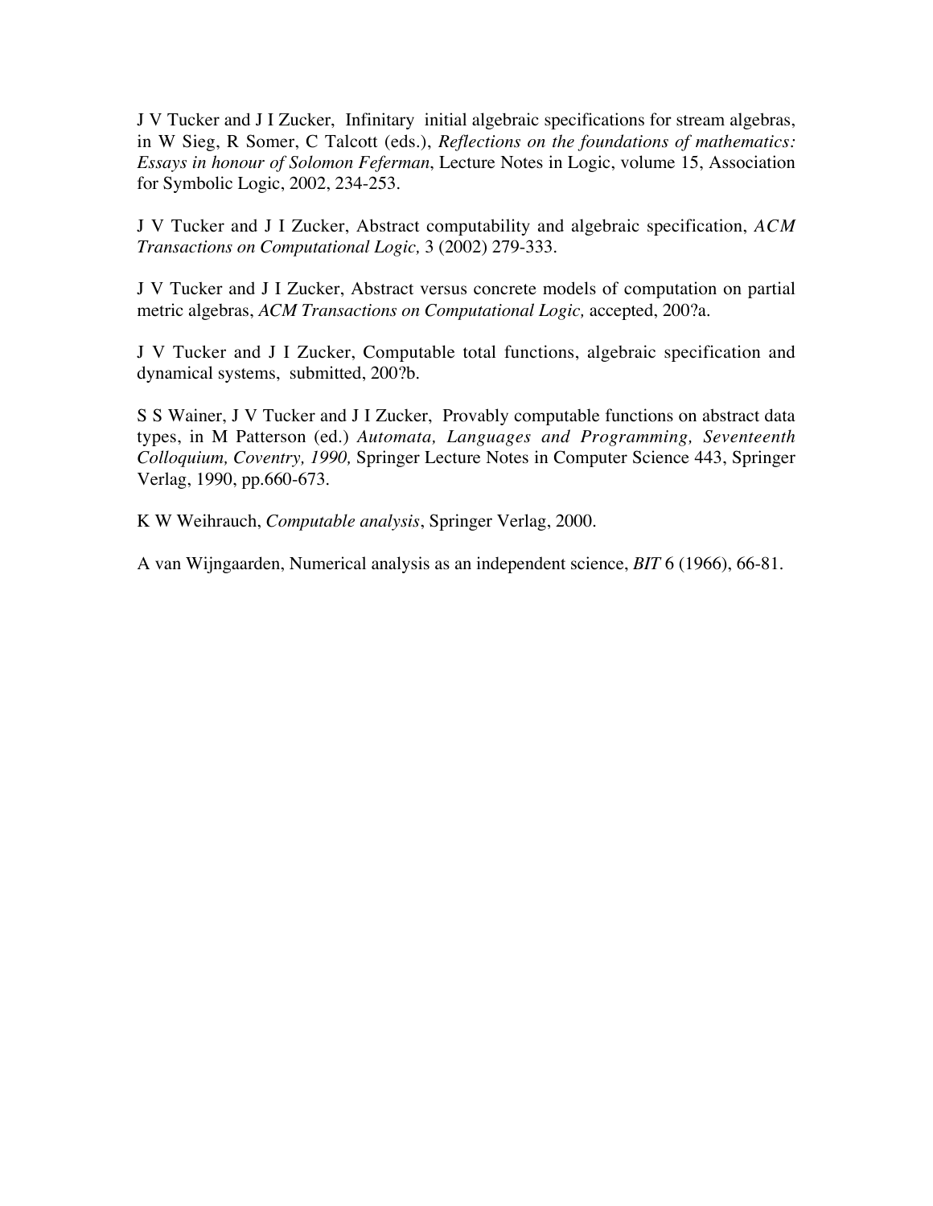J V Tucker and J I Zucker, Infinitary initial algebraic specifications for stream algebras, in W Sieg, R Somer, C Talcott (eds.), *Reflections on the foundations of mathematics: Essays in honour of Solomon Feferman*, Lecture Notes in Logic, volume 15, Association for Symbolic Logic, 2002, 234-253.

J V Tucker and J I Zucker, Abstract computability and algebraic specification, *ACM Transactions on Computational Logic,* 3 (2002) 279-333.

J V Tucker and J I Zucker, Abstract versus concrete models of computation on partial metric algebras, *ACM Transactions on Computational Logic,* accepted, 200?a.

J V Tucker and J I Zucker, Computable total functions, algebraic specification and dynamical systems, submitted, 200?b.

S S Wainer, J V Tucker and J I Zucker, Provably computable functions on abstract data types, in M Patterson (ed.) *Automata, Languages and Programming, Seventeenth Colloquium, Coventry, 1990,* Springer Lecture Notes in Computer Science 443, Springer Verlag, 1990, pp.660-673.

K W Weihrauch, *Computable analysis*, Springer Verlag, 2000.

A van Wijngaarden, Numerical analysis as an independent science, *BIT* 6 (1966), 66-81.